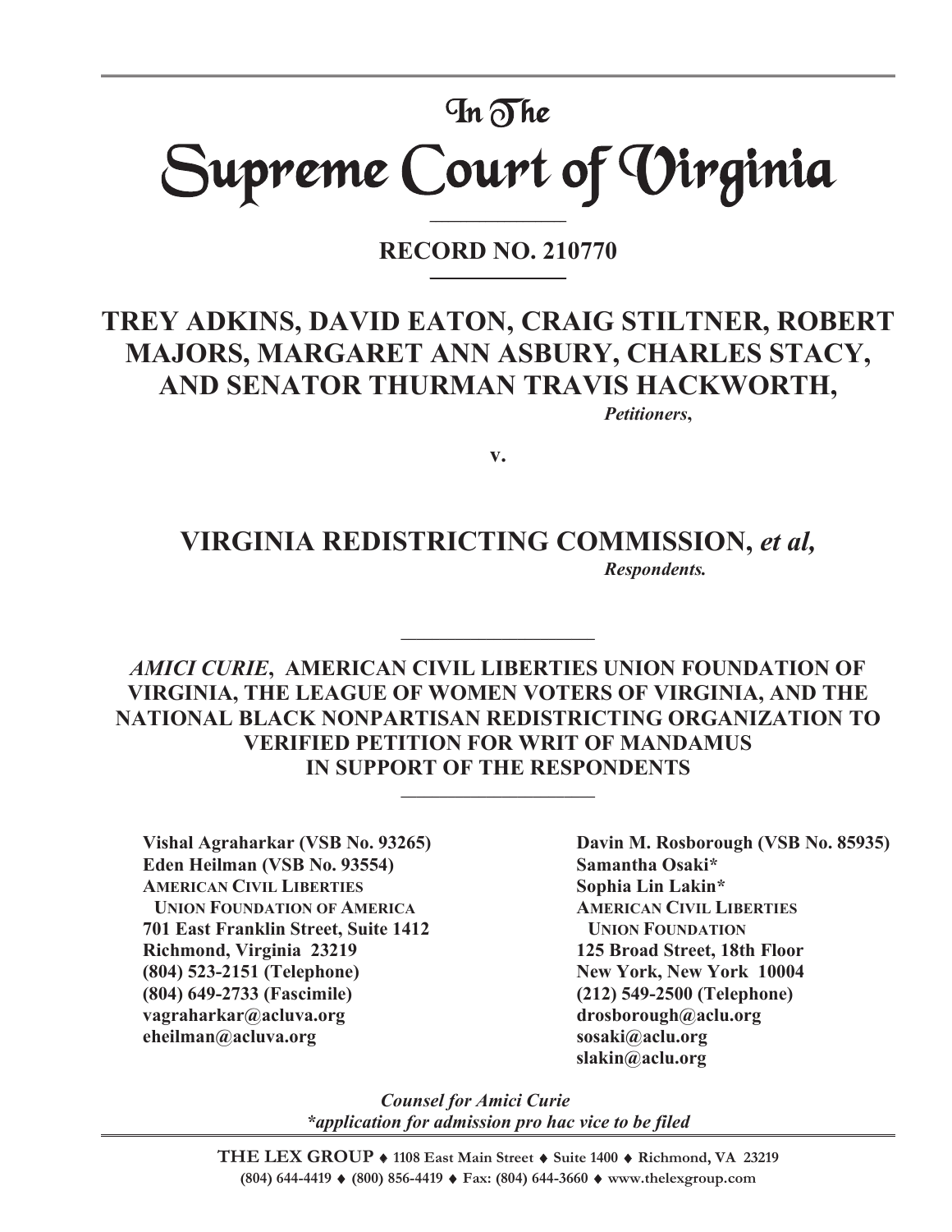# In The
# Supreme Court of Virginia

**RECORD NO. 210770**

**TREY ADKINS, DAVID EATON, CRAIG STILTNER, ROBERT MAJORS, MARGARET ANN ASBURY, CHARLES STACY, AND SENATOR THURMAN TRAVIS HACKWORTH,**

***Petitioners*,**

**v.**

**VIRGINIA REDISTRICTING COMMISSION, *et al,***

***Respondents.***

***AMICI CURIAE*, AMERICAN CIVIL LIBERTIES UNION FOUNDATION OF VIRGINIA, THE LEAGUE OF WOMEN VOTERS OF VIRGINIA, AND THE NATIONAL BLACK NONPARTISAN REDISTRICTING ORGANIZATION TO VERIFIED PETITION FOR WRIT OF MANDAMUS IN SUPPORT OF THE RESPONDENTS**

**Vishal Agraharkar (VSB No. 93265)**
**Eden Heilman (VSB No. 93554)**
**AMERICAN CIVIL LIBERTIES UNION FOUNDATION OF AMERICA**
**701 East Franklin Street, Suite 1412**
**Richmond, Virginia 23219**
**(804) 523-2151 (Telephone)**
**(804) 649-2733 (Fascimile)**
**vagraharkar@acluva.org**
**eheilman@acluva.org**

**Davin M. Rosborough (VSB No. 85935)**
**Samantha Osaki***
**Sophia Lin Lakin***
**AMERICAN CIVIL LIBERTIES UNION FOUNDATION**
**125 Broad Street, 18th Floor**
**New York, New York 10004**
**(212) 549-2500 (Telephone)**
**drosborough@aclu.org**
**sosaki@aclu.org**
**slakin@aclu.org**

***Counsel for Amici Curie***
***\*application for admission pro hac vice to be filed***

**THE LEX GROUP ♦ 1108 East Main Street ♦ Suite 1400 ♦ Richmond, VA 23219**
**(804) 644-4419 ♦ (800) 856-4419 ♦ Fax: (804) 644-3660 ♦ www.thelexgroup.com**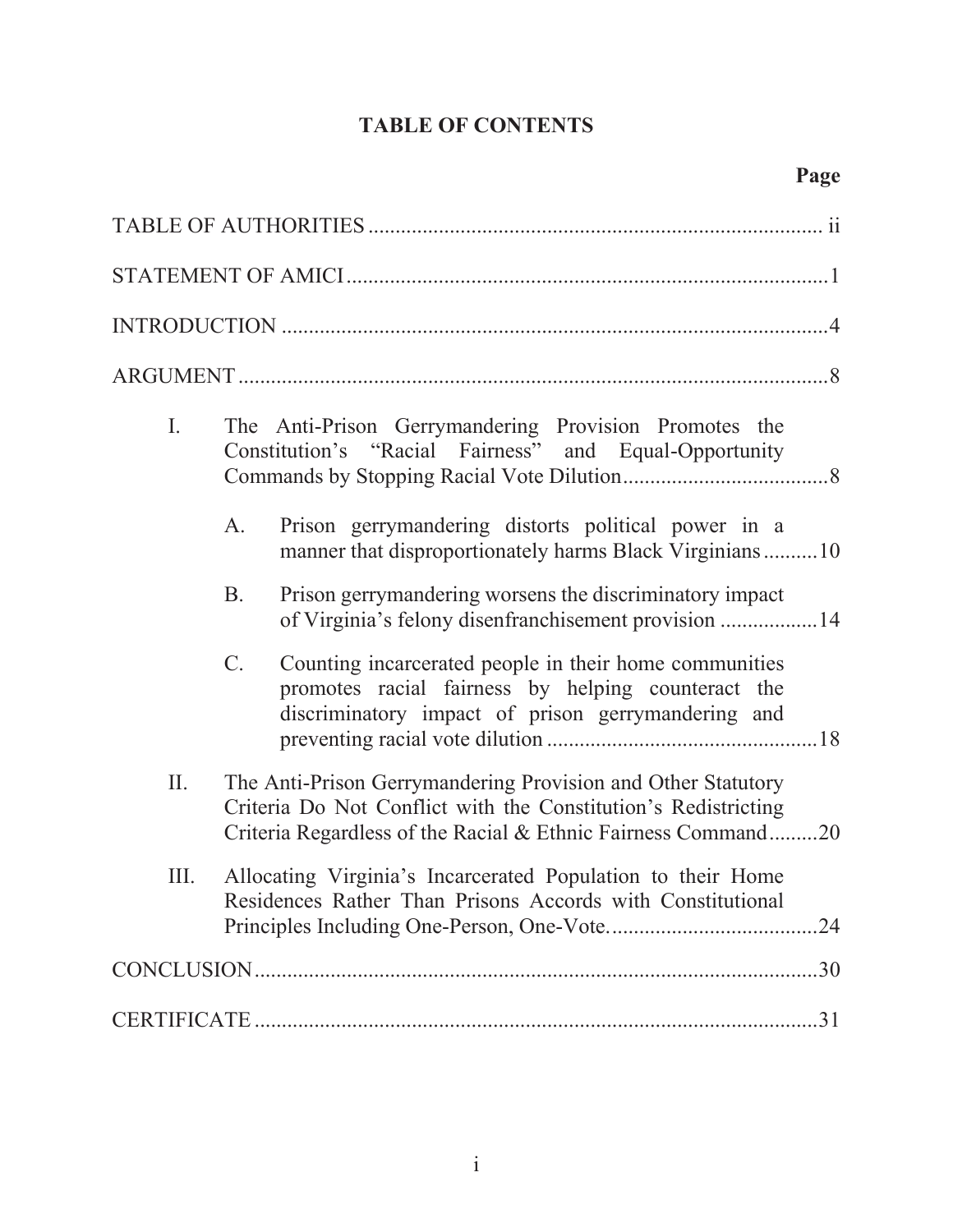# TABLE OF CONTENTS

| | Page |
|---|---|
| TABLE OF AUTHORITIES | ii |
| STATEMENT OF AMICI | 1 |
| INTRODUCTION | 4 |
| ARGUMENT | 8 |
| I. The Anti-Prison Gerrymandering Provision Promotes the Constitution's "Racial Fairness" and Equal-Opportunity Commands by Stopping Racial Vote Dilution | 8 |
| A. Prison gerrymandering distorts political power in a manner that disproportionately harms Black Virginians | 10 |
| B. Prison gerrymandering worsens the discriminatory impact of Virginia's felony disenfranchisement provision | 14 |
| C. Counting incarcerated people in their home communities promotes racial fairness by helping counteract the discriminatory impact of prison gerrymandering and preventing racial vote dilution | 18 |
| II. The Anti-Prison Gerrymandering Provision and Other Statutory Criteria Do Not Conflict with the Constitution's Redistricting Criteria Regardless of the Racial & Ethnic Fairness Command | 20 |
| III. Allocating Virginia's Incarcerated Population to their Home Residences Rather Than Prisons Accords with Constitutional Principles Including One-Person, One-Vote. | 24 |
| CONCLUSION | 30 |
| CERTIFICATE | 31 |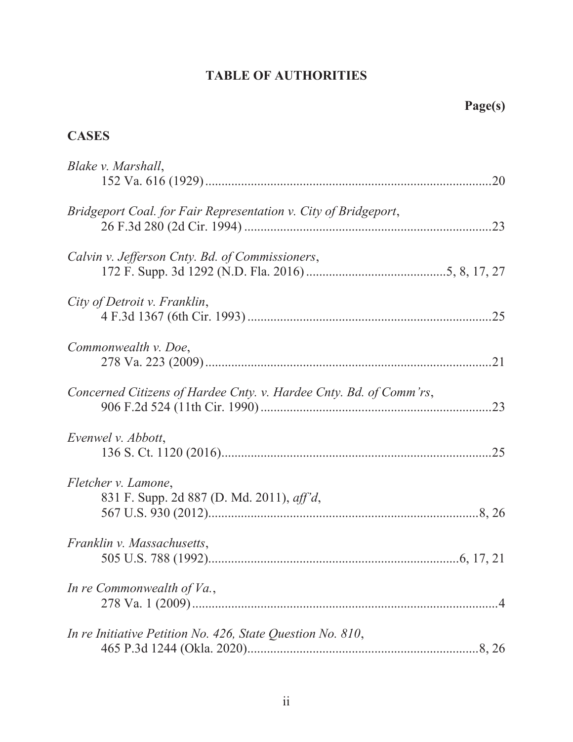# TABLE OF AUTHORITIES

**Page(s)**

## CASES

*Blake v. Marshall*,
152 Va. 616 (1929) .......................................................................................20

*Bridgeport Coal. for Fair Representation v. City of Bridgeport*,
26 F.3d 280 (2d Cir. 1994) ...........................................................................23

*Calvin v. Jefferson Cnty. Bd. of Commissioners*,
172 F. Supp. 3d 1292 (N.D. Fla. 2016) ..........................................5, 8, 17, 27

*City of Detroit v. Franklin*,
4 F.3d 1367 (6th Cir. 1993) ..........................................................................25

*Commonwealth v. Doe*,
278 Va. 223 (2009) .......................................................................................21

*Concerned Citizens of Hardee Cnty. v. Hardee Cnty. Bd. of Comm'rs*,
906 F.2d 524 (11th Cir. 1990) ......................................................................23

*Evenwel v. Abbott*,
136 S. Ct. 1120 (2016) ..................................................................................25

*Fletcher v. Lamone*,
831 F. Supp. 2d 887 (D. Md. 2011), *aff'd*,
567 U.S. 930 (2012) ..................................................................................8, 26

*Franklin v. Massachusetts*,
505 U.S. 788 (1992) ............................................................................6, 17, 21

*In re Commonwealth of Va.*,
278 Va. 1 (2009) .............................................................................................4

*In re Initiative Petition No. 426, State Question No. 810*,
465 P.3d 1244 (Okla. 2020) .......................................................................8, 26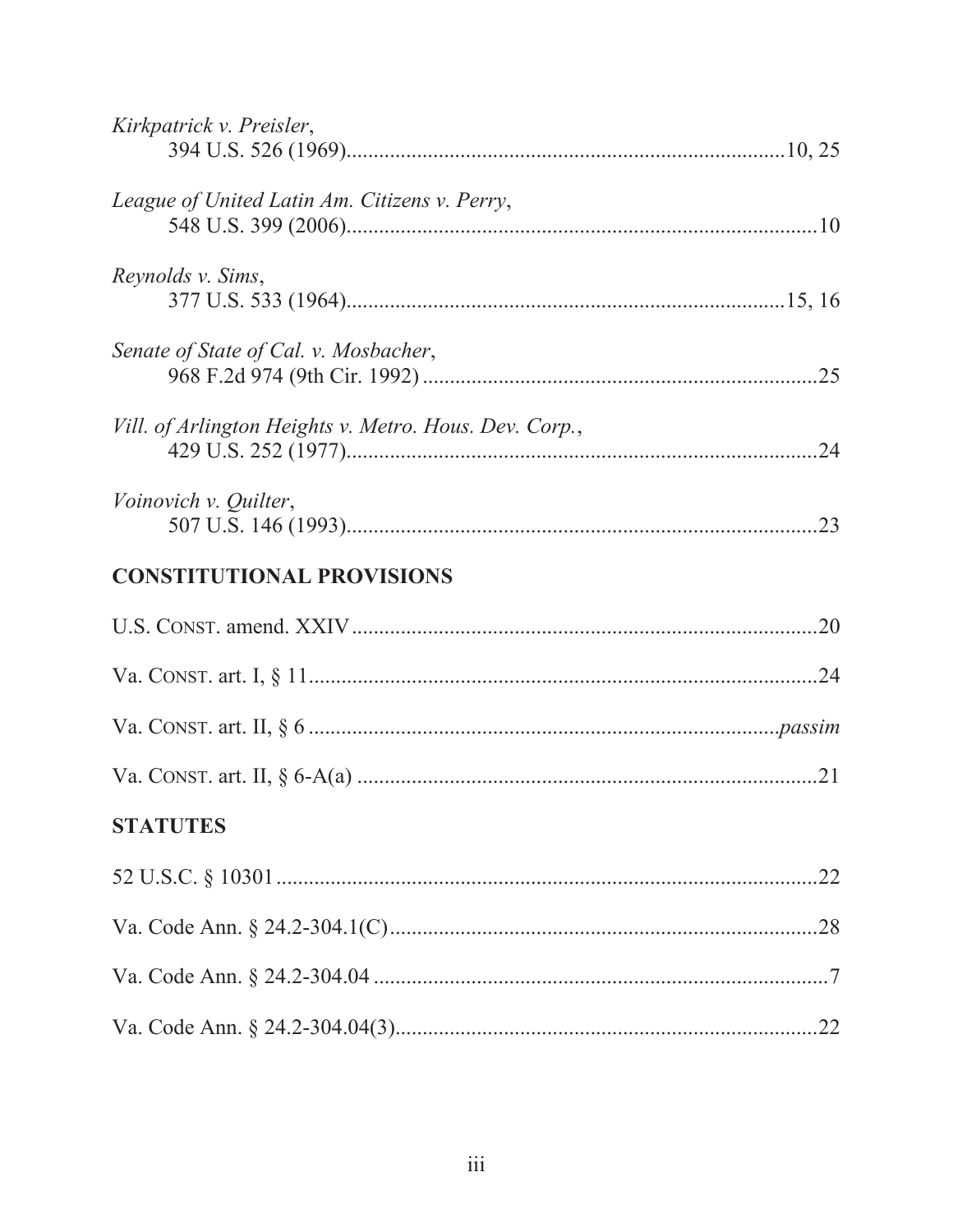*Kirkpatrick v. Preisler*,
394 U.S. 526 (1969)................................................................................10, 25

*League of United Latin Am. Citizens v. Perry*,
548 U.S. 399 (2006).......................................................................................10

*Reynolds v. Sims*,
377 U.S. 533 (1964).................................................................................15, 16

*Senate of State of Cal. v. Mosbacher*,
968 F.2d 974 (9th Cir. 1992) ........................................................................25

*Vill. of Arlington Heights v. Metro. Hous. Dev. Corp.*,
429 U.S. 252 (1977).......................................................................................24

*Voinovich v. Quilter*,
507 U.S. 146 (1993).......................................................................................23

## CONSTITUTIONAL PROVISIONS

U.S. CONST. amend. XXIV......................................................................................20

Va. CONST. art. I, § 11...............................................................................................24

Va. CONST. art. II, § 6 ......................................................................................*passim*

Va. CONST. art. II, § 6-A(a) .....................................................................................21

## STATUTES

52 U.S.C. § 10301.....................................................................................................22

Va. Code Ann. § 24.2-304.1(C)................................................................................28

Va. Code Ann. § 24.2-304.04 ......................................................................................7

Va. Code Ann. § 24.2-304.04(3)...............................................................................22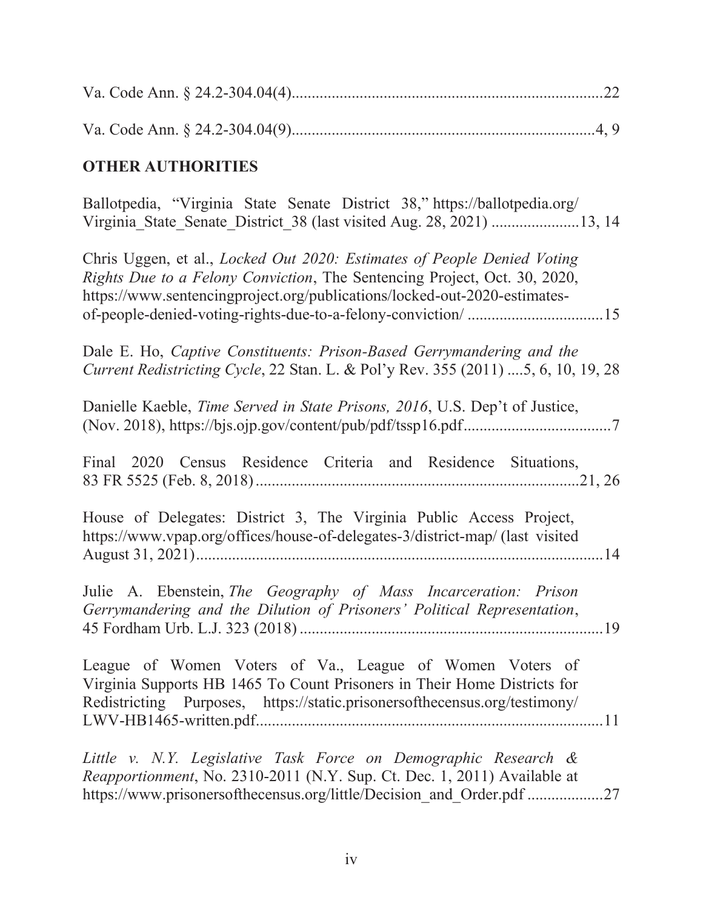Va. Code Ann. § 24.2-304.04(4)..............................................................................22

Va. Code Ann. § 24.2-304.04(9)...........................................................................4, 9

**OTHER AUTHORITIES**

Ballotpedia, "Virginia State Senate District 38," https://ballotpedia.org/Virginia_State_Senate_District_38 (last visited Aug. 28, 2021) ......................13, 14

Chris Uggen, et al., *Locked Out 2020: Estimates of People Denied Voting Rights Due to a Felony Conviction*, The Sentencing Project, Oct. 30, 2020, https://www.sentencingproject.org/publications/locked-out-2020-estimates-of-people-denied-voting-rights-due-to-a-felony-conviction/ ..................................15

Dale E. Ho, *Captive Constituents: Prison-Based Gerrymandering and the Current Redistricting Cycle*, 22 Stan. L. & Pol'y Rev. 355 (2011) ....5, 6, 10, 19, 28

Danielle Kaeble, *Time Served in State Prisons, 2016*, U.S. Dep't of Justice, (Nov. 2018), https://bjs.ojp.gov/content/pub/pdf/tssp16.pdf.....................................7

Final 2020 Census Residence Criteria and Residence Situations, 83 FR 5525 (Feb. 8, 2018).................................................................................21, 26

House of Delegates: District 3, The Virginia Public Access Project, https://www.vpap.org/offices/house-of-delegates-3/district-map/ (last visited August 31, 2021).......................................................................................................14

Julie A. Ebenstein, *The Geography of Mass Incarceration: Prison Gerrymandering and the Dilution of Prisoners' Political Representation*, 45 Fordham Urb. L.J. 323 (2018) ............................................................................19

League of Women Voters of Va., League of Women Voters of Virginia Supports HB 1465 To Count Prisoners in Their Home Districts for Redistricting Purposes, https://static.prisonersofthecensus.org/testimony/LWV-HB1465-written.pdf.......................................................................................11

*Little v. N.Y. Legislative Task Force on Demographic Research & Reapportionment*, No. 2310-2011 (N.Y. Sup. Ct. Dec. 1, 2011) Available at https://www.prisonersofthecensus.org/little/Decision_and_Order.pdf ...................27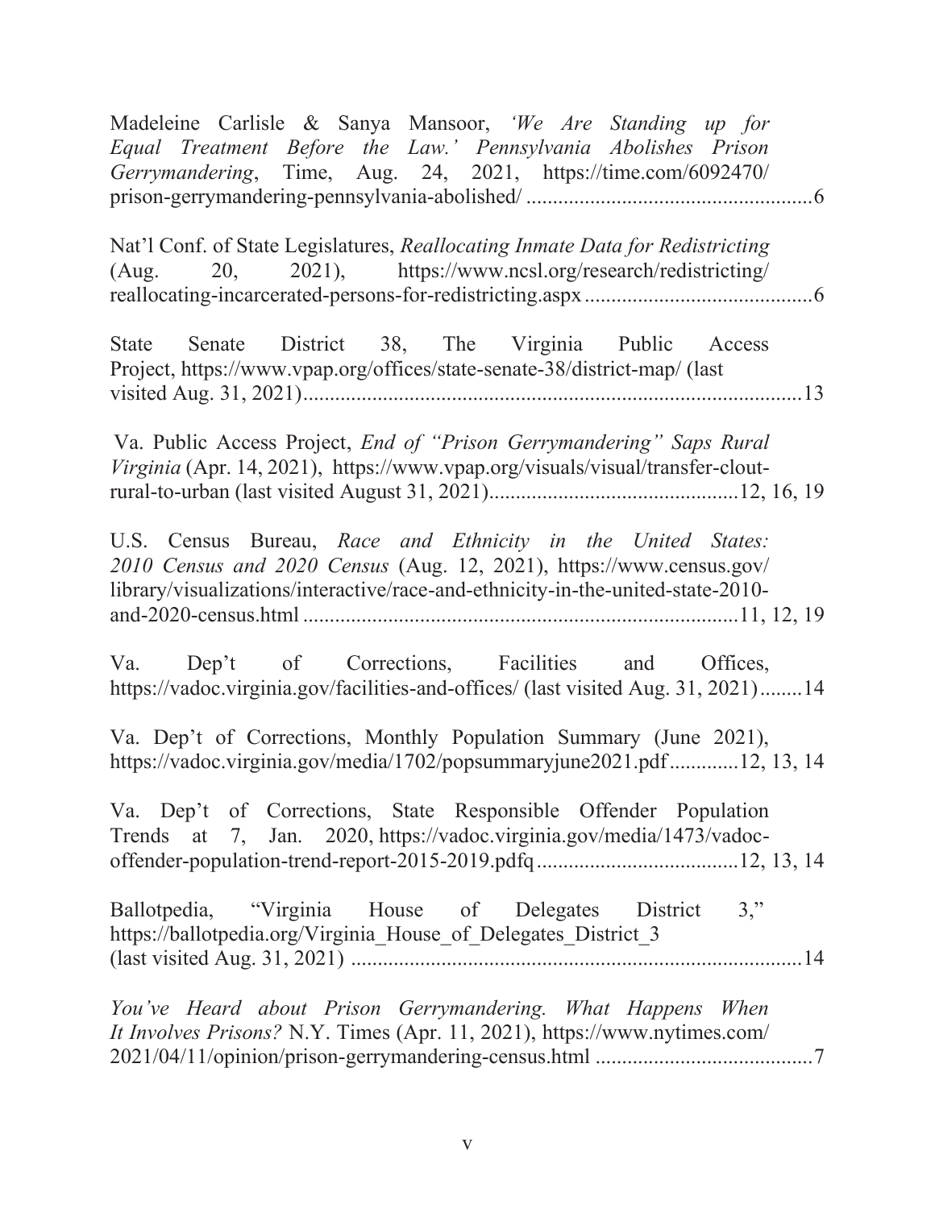Madeleine Carlisle & Sanya Mansoor, *'We Are Standing up for Equal Treatment Before the Law.' Pennsylvania Abolishes Prison Gerrymandering*, Time, Aug. 24, 2021, https://time.com/6092470/prison-gerrymandering-pennsylvania-abolished/ ......................................................6

Nat'l Conf. of State Legislatures, *Reallocating Inmate Data for Redistricting* (Aug. 20, 2021), https://www.ncsl.org/research/redistricting/reallocating-incarcerated-persons-for-redistricting.aspx ..........................................6

State Senate District 38, The Virginia Public Access Project, https://www.vpap.org/offices/state-senate-38/district-map/ (last visited Aug. 31, 2021)..............................................................................................13

Va. Public Access Project, *End of "Prison Gerrymandering" Saps Rural Virginia* (Apr. 14, 2021), https://www.vpap.org/visuals/visual/transfer-clout-rural-to-urban (last visited August 31, 2021)..............................................12, 16, 19

U.S. Census Bureau, *Race and Ethnicity in the United States: 2010 Census and 2020 Census* (Aug. 12, 2021), https://www.census.gov/library/visualizations/interactive/race-and-ethnicity-in-the-united-state-2010-and-2020-census.html ................................................................................11, 12, 19

Va. Dep't of Corrections, Facilities and Offices, https://vadoc.virginia.gov/facilities-and-offices/ (last visited Aug. 31, 2021)........14

Va. Dep't of Corrections, Monthly Population Summary (June 2021), https://vadoc.virginia.gov/media/1702/popsummaryjune2021.pdf.............12, 13, 14

Va. Dep't of Corrections, State Responsible Offender Population Trends at 7, Jan. 2020, https://vadoc.virginia.gov/media/1473/vadoc-offender-population-trend-report-2015-2019.pdfq .....................................12, 13, 14

Ballotpedia, "Virginia House of Delegates District 3," https://ballotpedia.org/Virginia_House_of_Delegates_District_3 (last visited Aug. 31, 2021) ....................................................................................14

*You've Heard about Prison Gerrymandering. What Happens When It Involves Prisons?* N.Y. Times (Apr. 11, 2021), https://www.nytimes.com/2021/04/11/opinion/prison-gerrymandering-census.html .........................................7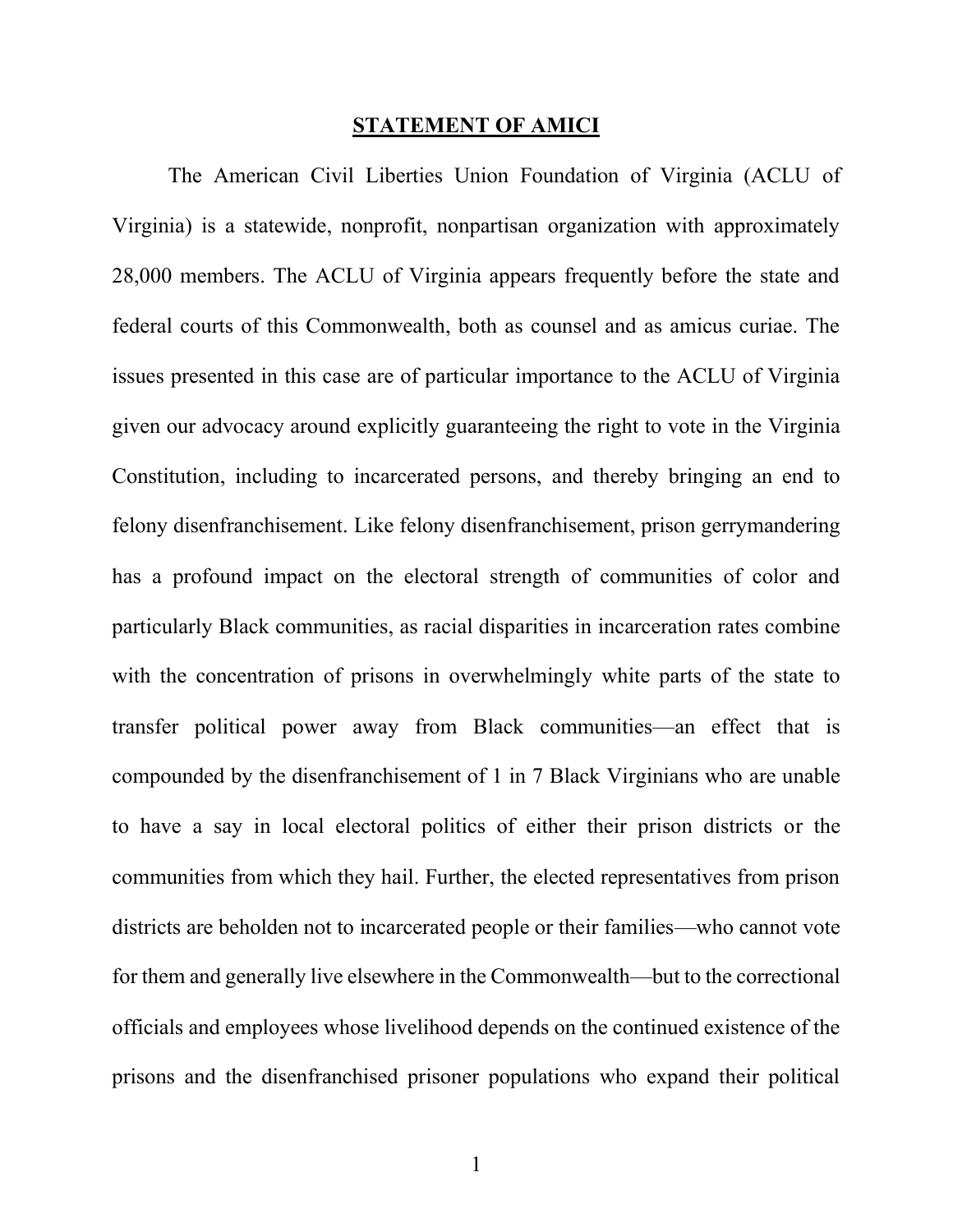# STATEMENT OF AMICI

The American Civil Liberties Union Foundation of Virginia (ACLU of Virginia) is a statewide, nonprofit, nonpartisan organization with approximately 28,000 members. The ACLU of Virginia appears frequently before the state and federal courts of this Commonwealth, both as counsel and as amicus curiae. The issues presented in this case are of particular importance to the ACLU of Virginia given our advocacy around explicitly guaranteeing the right to vote in the Virginia Constitution, including to incarcerated persons, and thereby bringing an end to felony disenfranchisement. Like felony disenfranchisement, prison gerrymandering has a profound impact on the electoral strength of communities of color and particularly Black communities, as racial disparities in incarceration rates combine with the concentration of prisons in overwhelmingly white parts of the state to transfer political power away from Black communities—an effect that is compounded by the disenfranchisement of 1 in 7 Black Virginians who are unable to have a say in local electoral politics of either their prison districts or the communities from which they hail. Further, the elected representatives from prison districts are beholden not to incarcerated people or their families—who cannot vote for them and generally live elsewhere in the Commonwealth—but to the correctional officials and employees whose livelihood depends on the continued existence of the prisons and the disenfranchised prisoner populations who expand their political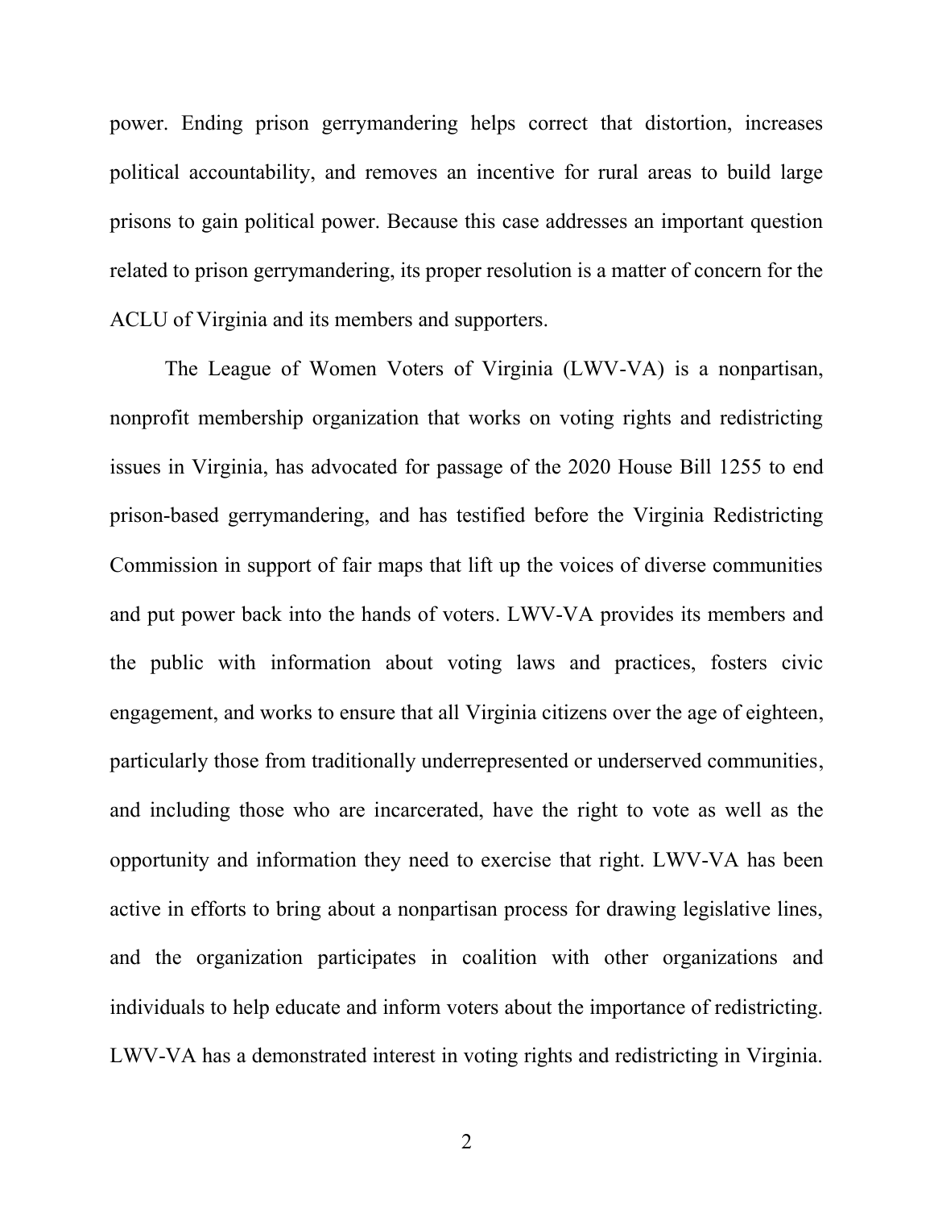power. Ending prison gerrymandering helps correct that distortion, increases political accountability, and removes an incentive for rural areas to build large prisons to gain political power. Because this case addresses an important question related to prison gerrymandering, its proper resolution is a matter of concern for the ACLU of Virginia and its members and supporters.

The League of Women Voters of Virginia (LWV-VA) is a nonpartisan, nonprofit membership organization that works on voting rights and redistricting issues in Virginia, has advocated for passage of the 2020 House Bill 1255 to end prison-based gerrymandering, and has testified before the Virginia Redistricting Commission in support of fair maps that lift up the voices of diverse communities and put power back into the hands of voters. LWV-VA provides its members and the public with information about voting laws and practices, fosters civic engagement, and works to ensure that all Virginia citizens over the age of eighteen, particularly those from traditionally underrepresented or underserved communities, and including those who are incarcerated, have the right to vote as well as the opportunity and information they need to exercise that right. LWV-VA has been active in efforts to bring about a nonpartisan process for drawing legislative lines, and the organization participates in coalition with other organizations and individuals to help educate and inform voters about the importance of redistricting. LWV-VA has a demonstrated interest in voting rights and redistricting in Virginia.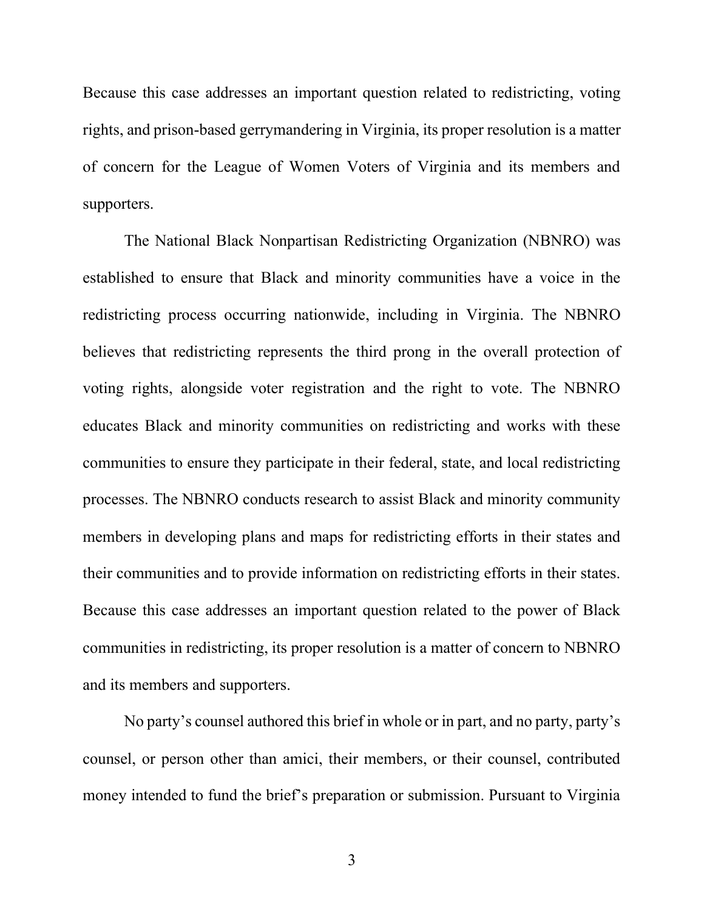Because this case addresses an important question related to redistricting, voting rights, and prison-based gerrymandering in Virginia, its proper resolution is a matter of concern for the League of Women Voters of Virginia and its members and supporters.

The National Black Nonpartisan Redistricting Organization (NBNRO) was established to ensure that Black and minority communities have a voice in the redistricting process occurring nationwide, including in Virginia. The NBNRO believes that redistricting represents the third prong in the overall protection of voting rights, alongside voter registration and the right to vote. The NBNRO educates Black and minority communities on redistricting and works with these communities to ensure they participate in their federal, state, and local redistricting processes. The NBNRO conducts research to assist Black and minority community members in developing plans and maps for redistricting efforts in their states and their communities and to provide information on redistricting efforts in their states. Because this case addresses an important question related to the power of Black communities in redistricting, its proper resolution is a matter of concern to NBNRO and its members and supporters.

No party's counsel authored this brief in whole or in part, and no party, party's counsel, or person other than amici, their members, or their counsel, contributed money intended to fund the brief's preparation or submission. Pursuant to Virginia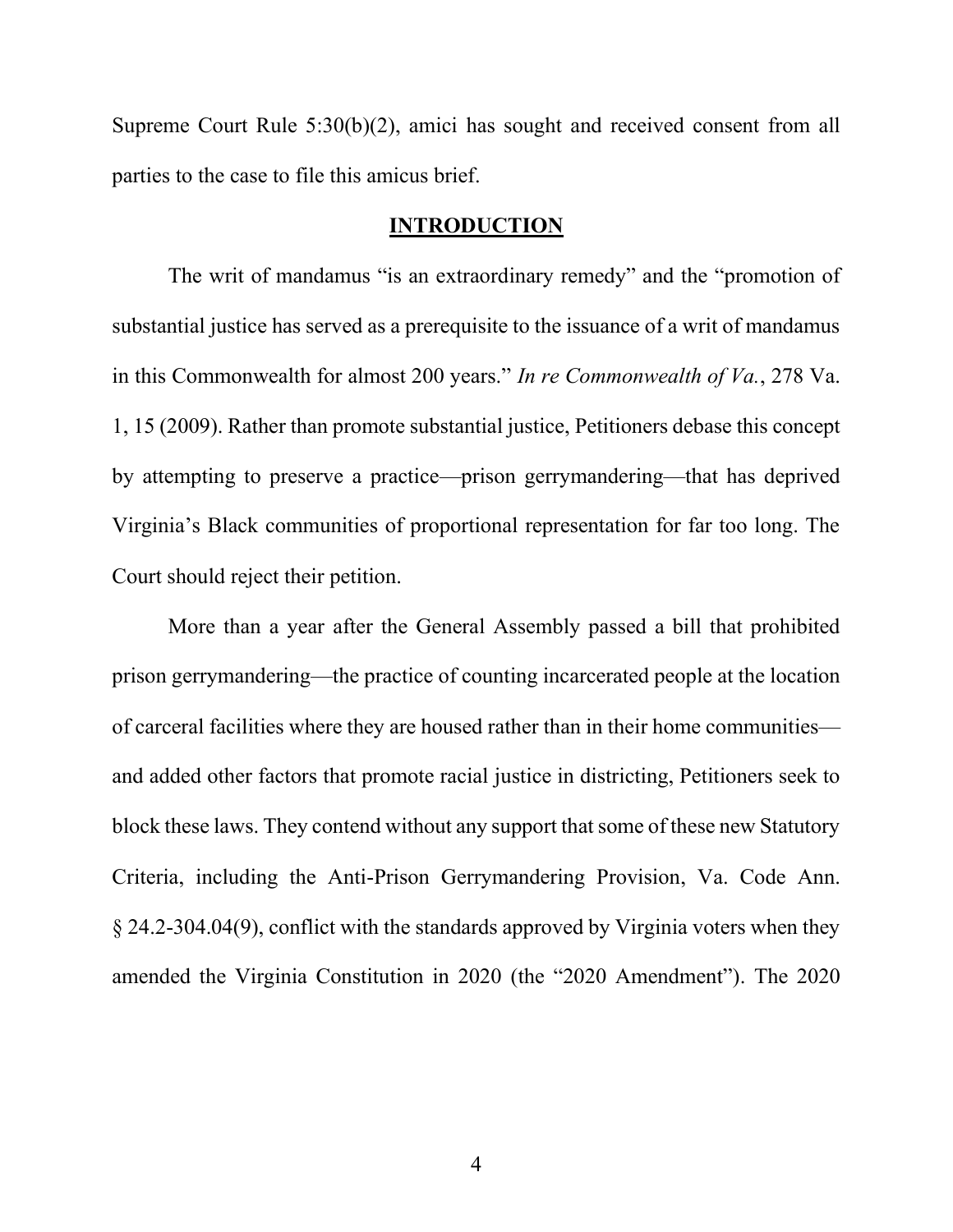Supreme Court Rule 5:30(b)(2), amici has sought and received consent from all parties to the case to file this amicus brief.

## INTRODUCTION

The writ of mandamus "is an extraordinary remedy" and the "promotion of substantial justice has served as a prerequisite to the issuance of a writ of mandamus in this Commonwealth for almost 200 years." *In re Commonwealth of Va.*, 278 Va. 1, 15 (2009). Rather than promote substantial justice, Petitioners debase this concept by attempting to preserve a practice—prison gerrymandering—that has deprived Virginia's Black communities of proportional representation for far too long. The Court should reject their petition.

More than a year after the General Assembly passed a bill that prohibited prison gerrymandering—the practice of counting incarcerated people at the location of carceral facilities where they are housed rather than in their home communities—and added other factors that promote racial justice in districting, Petitioners seek to block these laws. They contend without any support that some of these new Statutory Criteria, including the Anti-Prison Gerrymandering Provision, Va. Code Ann. § 24.2-304.04(9), conflict with the standards approved by Virginia voters when they amended the Virginia Constitution in 2020 (the "2020 Amendment"). The 2020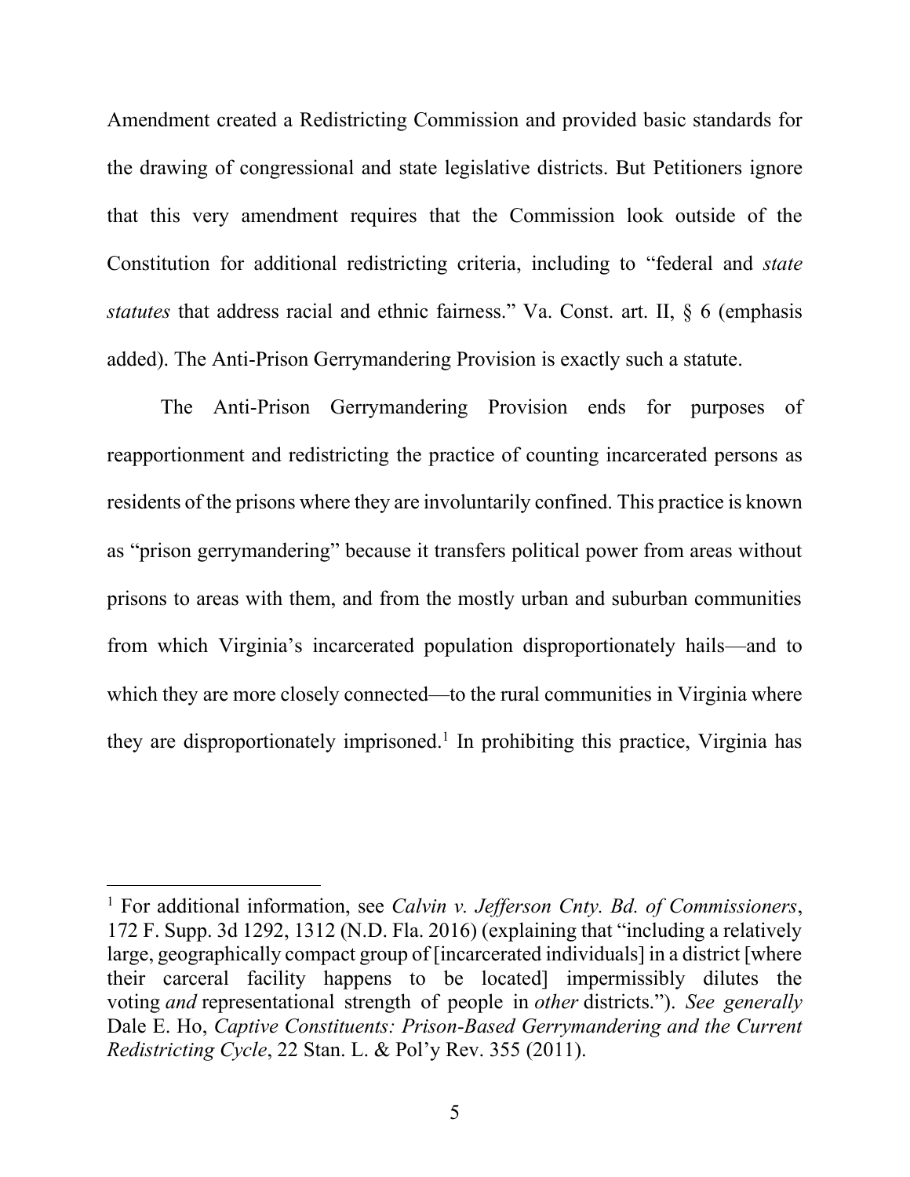Amendment created a Redistricting Commission and provided basic standards for the drawing of congressional and state legislative districts. But Petitioners ignore that this very amendment requires that the Commission look outside of the Constitution for additional redistricting criteria, including to "federal and *state statutes* that address racial and ethnic fairness." Va. Const. art. II, § 6 (emphasis added). The Anti-Prison Gerrymandering Provision is exactly such a statute.

The Anti-Prison Gerrymandering Provision ends for purposes of reapportionment and redistricting the practice of counting incarcerated persons as residents of the prisons where they are involuntarily confined. This practice is known as "prison gerrymandering" because it transfers political power from areas without prisons to areas with them, and from the mostly urban and suburban communities from which Virginia's incarcerated population disproportionately hails—and to which they are more closely connected—to the rural communities in Virginia where they are disproportionately imprisoned.[1] In prohibiting this practice, Virginia has

---

[1] For additional information, see *Calvin v. Jefferson Cnty. Bd. of Commissioners*, 172 F. Supp. 3d 1292, 1312 (N.D. Fla. 2016) (explaining that "including a relatively large, geographically compact group of [incarcerated individuals] in a district [where their carceral facility happens to be located] impermissibly dilutes the voting *and* representational strength of people in *other* districts."). *See generally* Dale E. Ho, *Captive Constituents: Prison-Based Gerrymandering and the Current Redistricting Cycle*, 22 Stan. L. & Pol'y Rev. 355 (2011).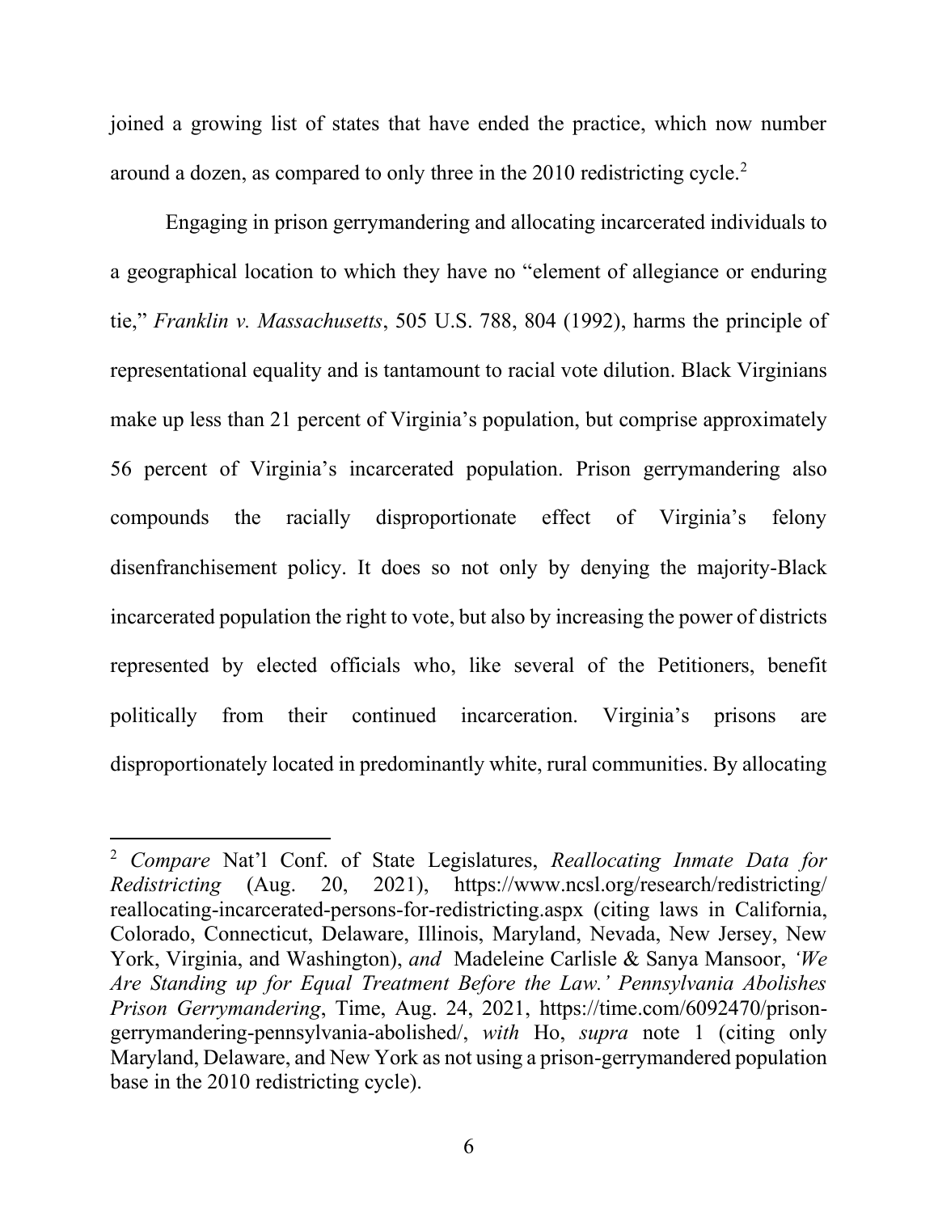joined a growing list of states that have ended the practice, which now number around a dozen, as compared to only three in the 2010 redistricting cycle.[2]

Engaging in prison gerrymandering and allocating incarcerated individuals to a geographical location to which they have no "element of allegiance or enduring tie," *Franklin v. Massachusetts*, 505 U.S. 788, 804 (1992), harms the principle of representational equality and is tantamount to racial vote dilution. Black Virginians make up less than 21 percent of Virginia's population, but comprise approximately 56 percent of Virginia's incarcerated population. Prison gerrymandering also compounds the racially disproportionate effect of Virginia's felony disenfranchisement policy. It does so not only by denying the majority-Black incarcerated population the right to vote, but also by increasing the power of districts represented by elected officials who, like several of the Petitioners, benefit politically from their continued incarceration. Virginia's prisons are disproportionately located in predominantly white, rural communities. By allocating

---

[2] *Compare* Nat'l Conf. of State Legislatures, *Reallocating Inmate Data for Redistricting* (Aug. 20, 2021), https://www.ncsl.org/research/redistricting/reallocating-incarcerated-persons-for-redistricting.aspx (citing laws in California, Colorado, Connecticut, Delaware, Illinois, Maryland, Nevada, New Jersey, New York, Virginia, and Washington), *and* Madeleine Carlisle & Sanya Mansoor, *'We Are Standing up for Equal Treatment Before the Law.' Pennsylvania Abolishes Prison Gerrymandering*, Time, Aug. 24, 2021, https://time.com/6092470/prison-gerrymandering-pennsylvania-abolished/, *with* Ho, *supra* note 1 (citing only Maryland, Delaware, and New York as not using a prison-gerrymandered population base in the 2010 redistricting cycle).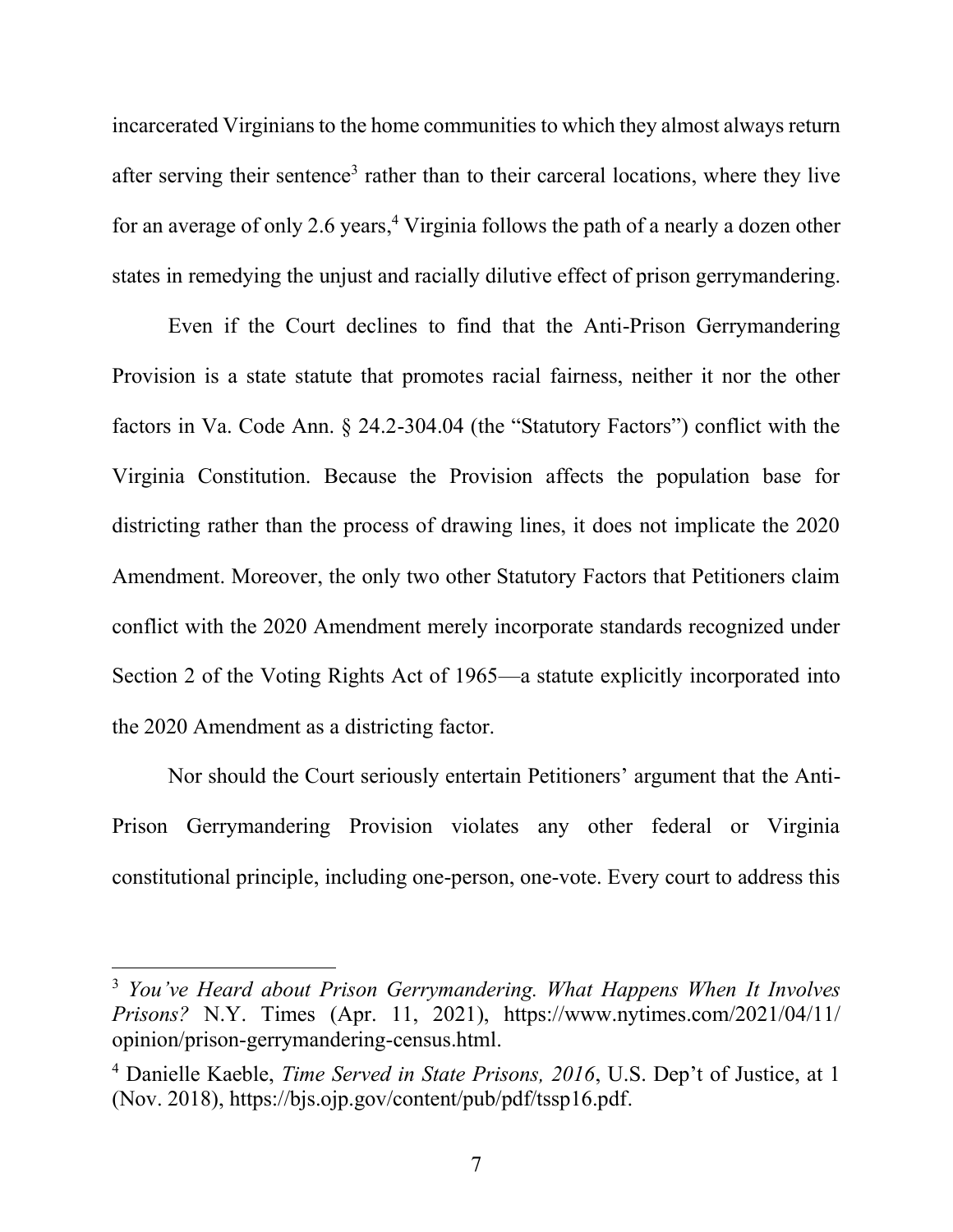incarcerated Virginians to the home communities to which they almost always return after serving their sentence[3] rather than to their carceral locations, where they live for an average of only 2.6 years,[4] Virginia follows the path of a nearly a dozen other states in remedying the unjust and racially dilutive effect of prison gerrymandering.

Even if the Court declines to find that the Anti-Prison Gerrymandering Provision is a state statute that promotes racial fairness, neither it nor the other factors in Va. Code Ann. § 24.2-304.04 (the "Statutory Factors") conflict with the Virginia Constitution. Because the Provision affects the population base for districting rather than the process of drawing lines, it does not implicate the 2020 Amendment. Moreover, the only two other Statutory Factors that Petitioners claim conflict with the 2020 Amendment merely incorporate standards recognized under Section 2 of the Voting Rights Act of 1965—a statute explicitly incorporated into the 2020 Amendment as a districting factor.

Nor should the Court seriously entertain Petitioners' argument that the Anti-Prison Gerrymandering Provision violates any other federal or Virginia constitutional principle, including one-person, one-vote. Every court to address this

---

[3] *You've Heard about Prison Gerrymandering. What Happens When It Involves Prisons?* N.Y. Times (Apr. 11, 2021), https://www.nytimes.com/2021/04/11/opinion/prison-gerrymandering-census.html.

[4] Danielle Kaeble, *Time Served in State Prisons, 2016*, U.S. Dep't of Justice, at 1 (Nov. 2018), https://bjs.ojp.gov/content/pub/pdf/tssp16.pdf.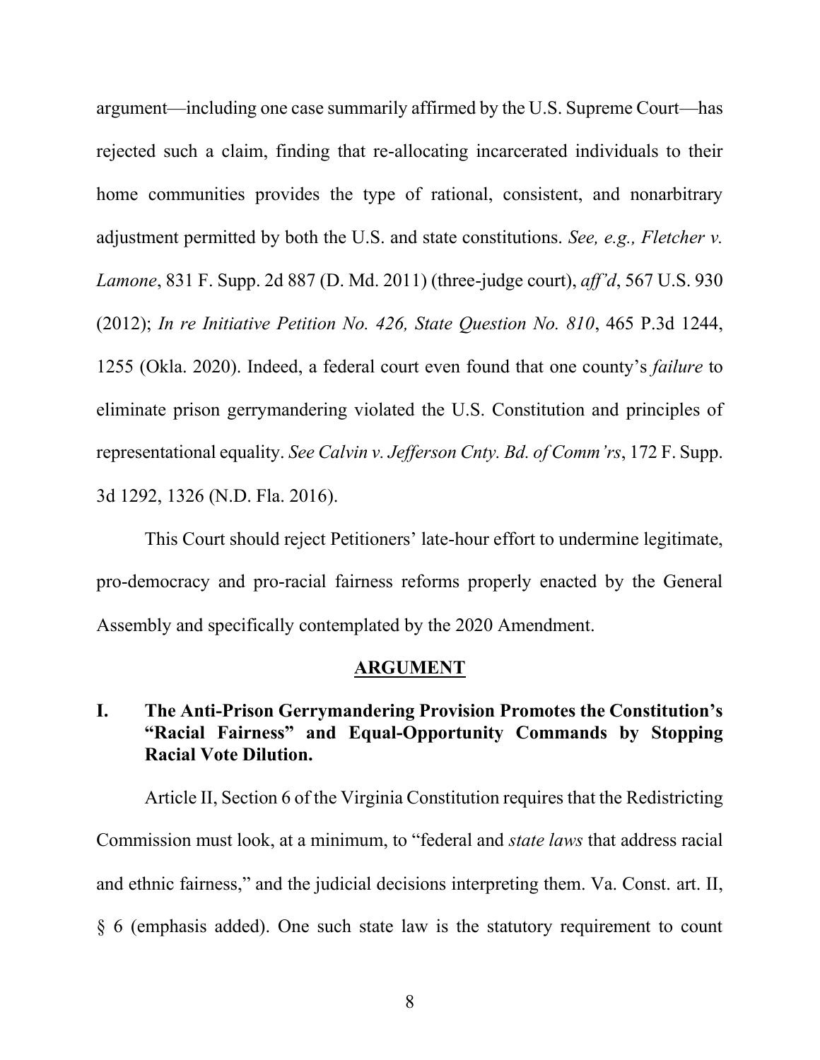argument—including one case summarily affirmed by the U.S. Supreme Court—has rejected such a claim, finding that re-allocating incarcerated individuals to their home communities provides the type of rational, consistent, and nonarbitrary adjustment permitted by both the U.S. and state constitutions. *See, e.g., Fletcher v. Lamone*, 831 F. Supp. 2d 887 (D. Md. 2011) (three-judge court), *aff'd*, 567 U.S. 930 (2012); *In re Initiative Petition No. 426, State Question No. 810*, 465 P.3d 1244, 1255 (Okla. 2020). Indeed, a federal court even found that one county's *failure* to eliminate prison gerrymandering violated the U.S. Constitution and principles of representational equality. *See Calvin v. Jefferson Cnty. Bd. of Comm'rs*, 172 F. Supp. 3d 1292, 1326 (N.D. Fla. 2016).

This Court should reject Petitioners' late-hour effort to undermine legitimate, pro-democracy and pro-racial fairness reforms properly enacted by the General Assembly and specifically contemplated by the 2020 Amendment.

## ARGUMENT

### I. The Anti-Prison Gerrymandering Provision Promotes the Constitution's "Racial Fairness" and Equal-Opportunity Commands by Stopping Racial Vote Dilution.

Article II, Section 6 of the Virginia Constitution requires that the Redistricting Commission must look, at a minimum, to "federal and *state laws* that address racial and ethnic fairness," and the judicial decisions interpreting them. Va. Const. art. II, § 6 (emphasis added). One such state law is the statutory requirement to count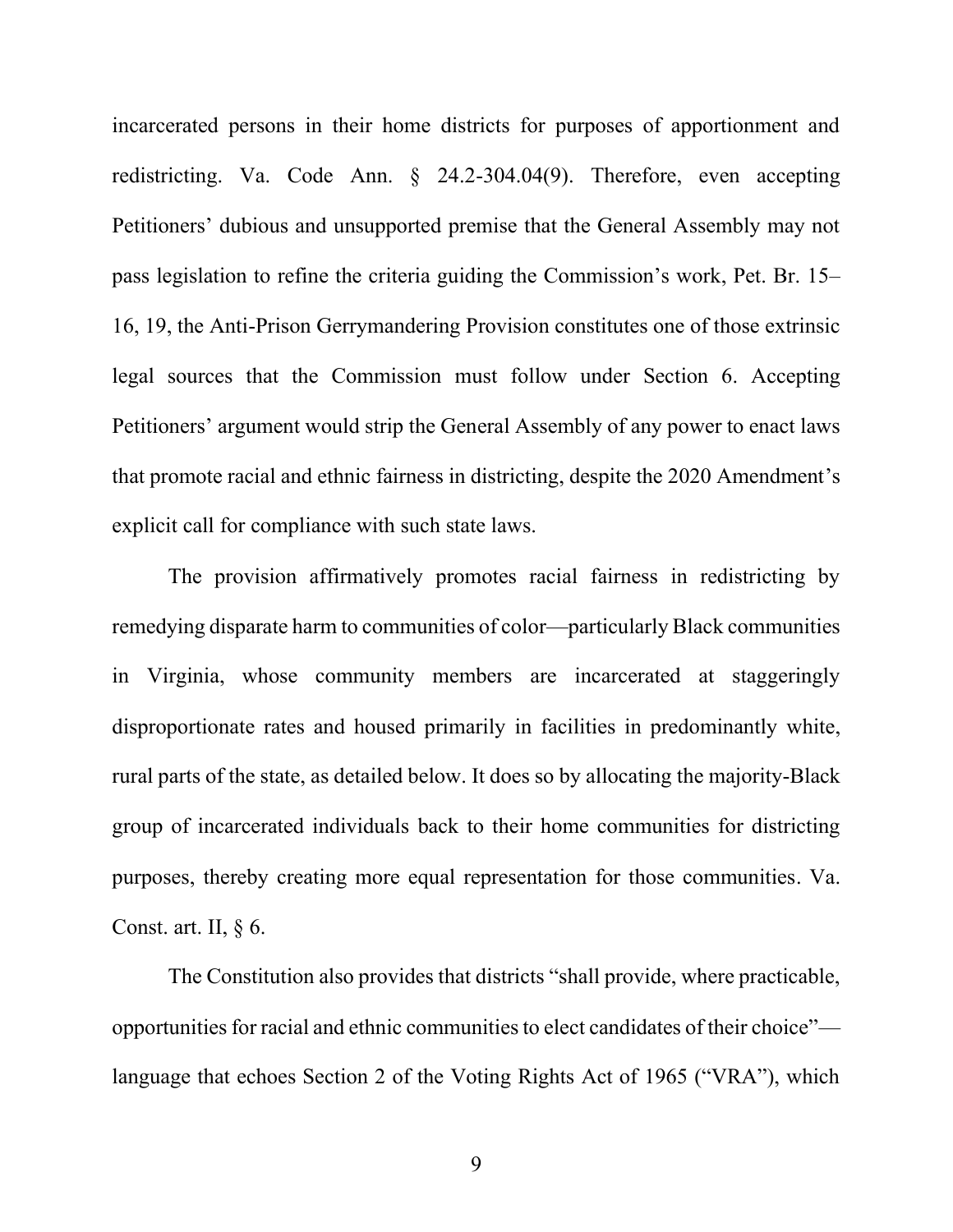incarcerated persons in their home districts for purposes of apportionment and redistricting. Va. Code Ann. § 24.2-304.04(9). Therefore, even accepting Petitioners' dubious and unsupported premise that the General Assembly may not pass legislation to refine the criteria guiding the Commission's work, Pet. Br. 15–16, 19, the Anti-Prison Gerrymandering Provision constitutes one of those extrinsic legal sources that the Commission must follow under Section 6. Accepting Petitioners' argument would strip the General Assembly of any power to enact laws that promote racial and ethnic fairness in districting, despite the 2020 Amendment's explicit call for compliance with such state laws.

The provision affirmatively promotes racial fairness in redistricting by remedying disparate harm to communities of color—particularly Black communities in Virginia, whose community members are incarcerated at staggeringly disproportionate rates and housed primarily in facilities in predominantly white, rural parts of the state, as detailed below. It does so by allocating the majority-Black group of incarcerated individuals back to their home communities for districting purposes, thereby creating more equal representation for those communities. Va. Const. art. II, § 6.

The Constitution also provides that districts "shall provide, where practicable, opportunities for racial and ethnic communities to elect candidates of their choice"—language that echoes Section 2 of the Voting Rights Act of 1965 ("VRA"), which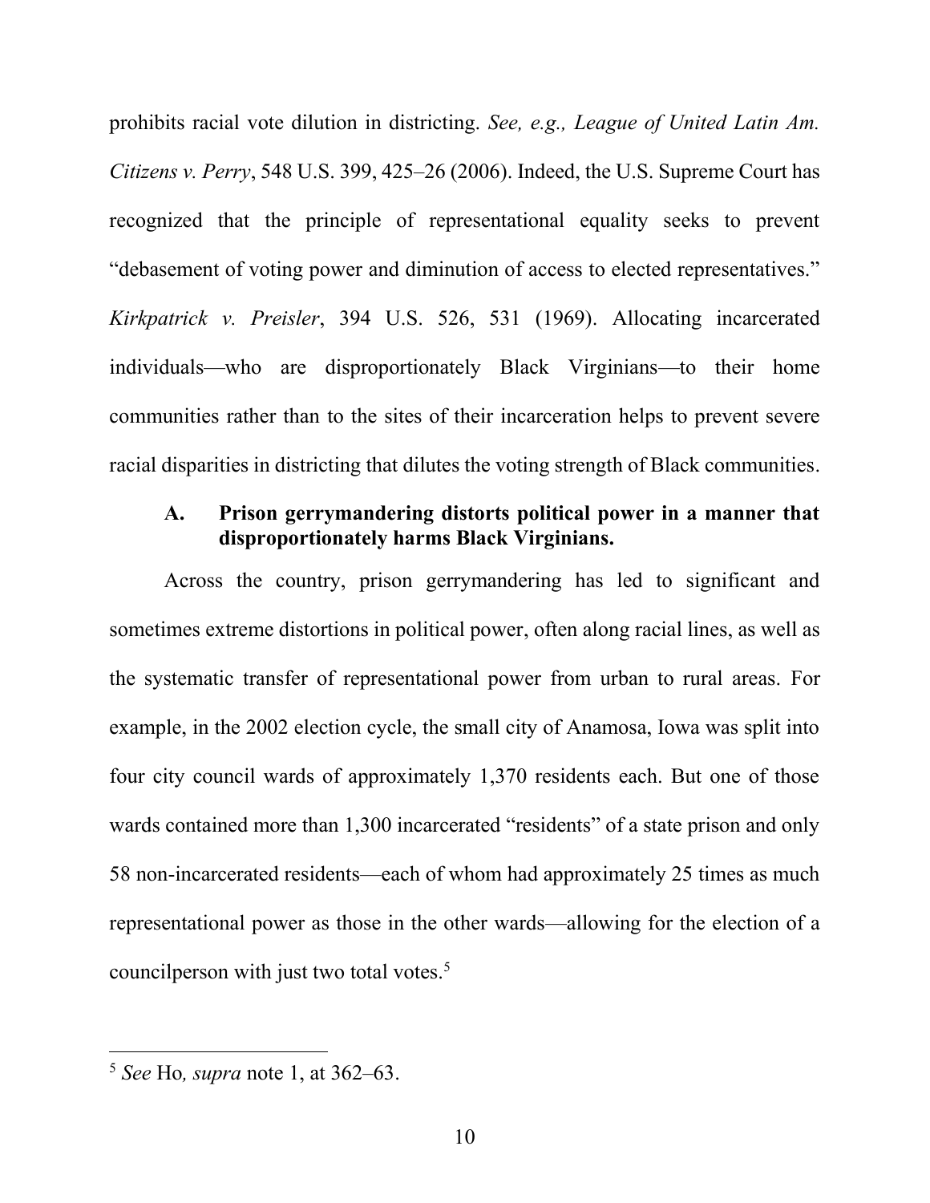prohibits racial vote dilution in districting. *See, e.g., League of United Latin Am. Citizens v. Perry*, 548 U.S. 399, 425–26 (2006). Indeed, the U.S. Supreme Court has recognized that the principle of representational equality seeks to prevent "debasement of voting power and diminution of access to elected representatives." *Kirkpatrick v. Preisler*, 394 U.S. 526, 531 (1969). Allocating incarcerated individuals—who are disproportionately Black Virginians—to their home communities rather than to the sites of their incarceration helps to prevent severe racial disparities in districting that dilutes the voting strength of Black communities.

### A. Prison gerrymandering distorts political power in a manner that disproportionately harms Black Virginians.

Across the country, prison gerrymandering has led to significant and sometimes extreme distortions in political power, often along racial lines, as well as the systematic transfer of representational power from urban to rural areas. For example, in the 2002 election cycle, the small city of Anamosa, Iowa was split into four city council wards of approximately 1,370 residents each. But one of those wards contained more than 1,300 incarcerated "residents" of a state prison and only 58 non-incarcerated residents—each of whom had approximately 25 times as much representational power as those in the other wards—allowing for the election of a councilperson with just two total votes.[5]

---

[5] *See* Ho*, supra* note 1, at 362–63.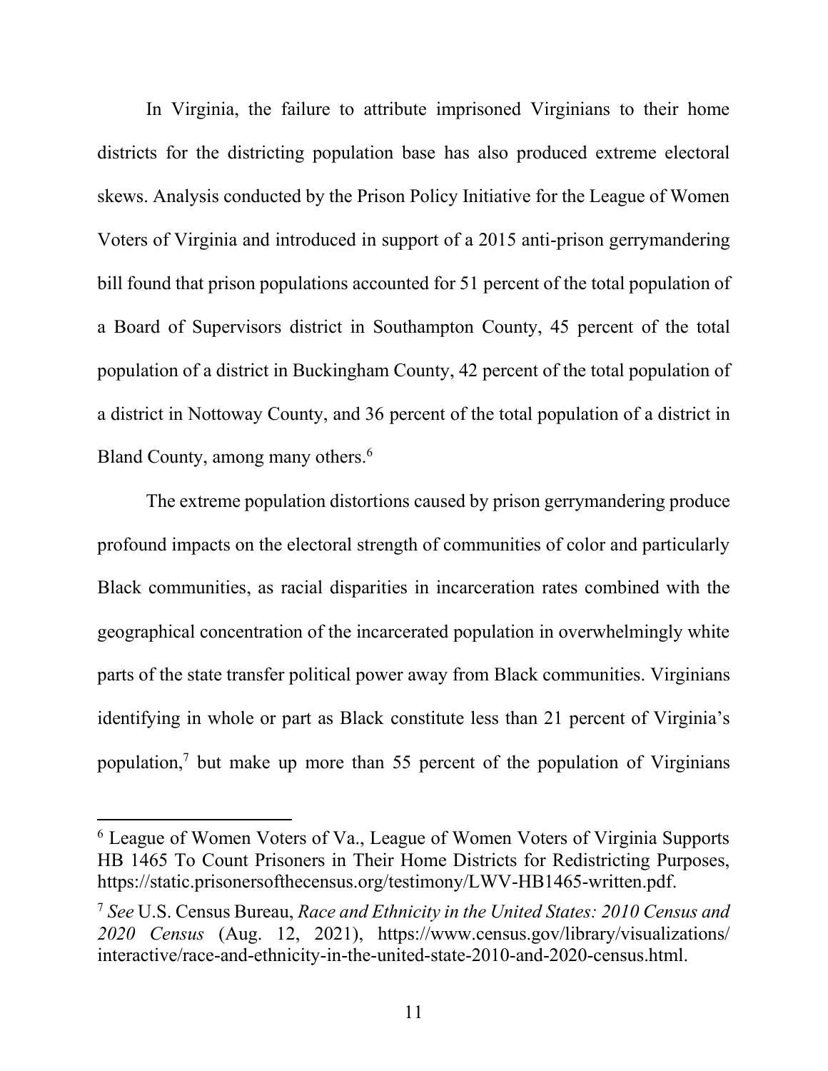In Virginia, the failure to attribute imprisoned Virginians to their home districts for the districting population base has also produced extreme electoral skews. Analysis conducted by the Prison Policy Initiative for the League of Women Voters of Virginia and introduced in support of a 2015 anti-prison gerrymandering bill found that prison populations accounted for 51 percent of the total population of a Board of Supervisors district in Southampton County, 45 percent of the total population of a district in Buckingham County, 42 percent of the total population of a district in Nottoway County, and 36 percent of the total population of a district in Bland County, among many others.[6]

The extreme population distortions caused by prison gerrymandering produce profound impacts on the electoral strength of communities of color and particularly Black communities, as racial disparities in incarceration rates combined with the geographical concentration of the incarcerated population in overwhelmingly white parts of the state transfer political power away from Black communities. Virginians identifying in whole or part as Black constitute less than 21 percent of Virginia's population,[7] but make up more than 55 percent of the population of Virginians

---

[6] League of Women Voters of Va., League of Women Voters of Virginia Supports HB 1465 To Count Prisoners in Their Home Districts for Redistricting Purposes, https://static.prisonersofthecensus.org/testimony/LWV-HB1465-written.pdf.

[7] *See* U.S. Census Bureau, *Race and Ethnicity in the United States: 2010 Census and 2020 Census* (Aug. 12, 2021), https://www.census.gov/library/visualizations/interactive/race-and-ethnicity-in-the-united-state-2010-and-2020-census.html.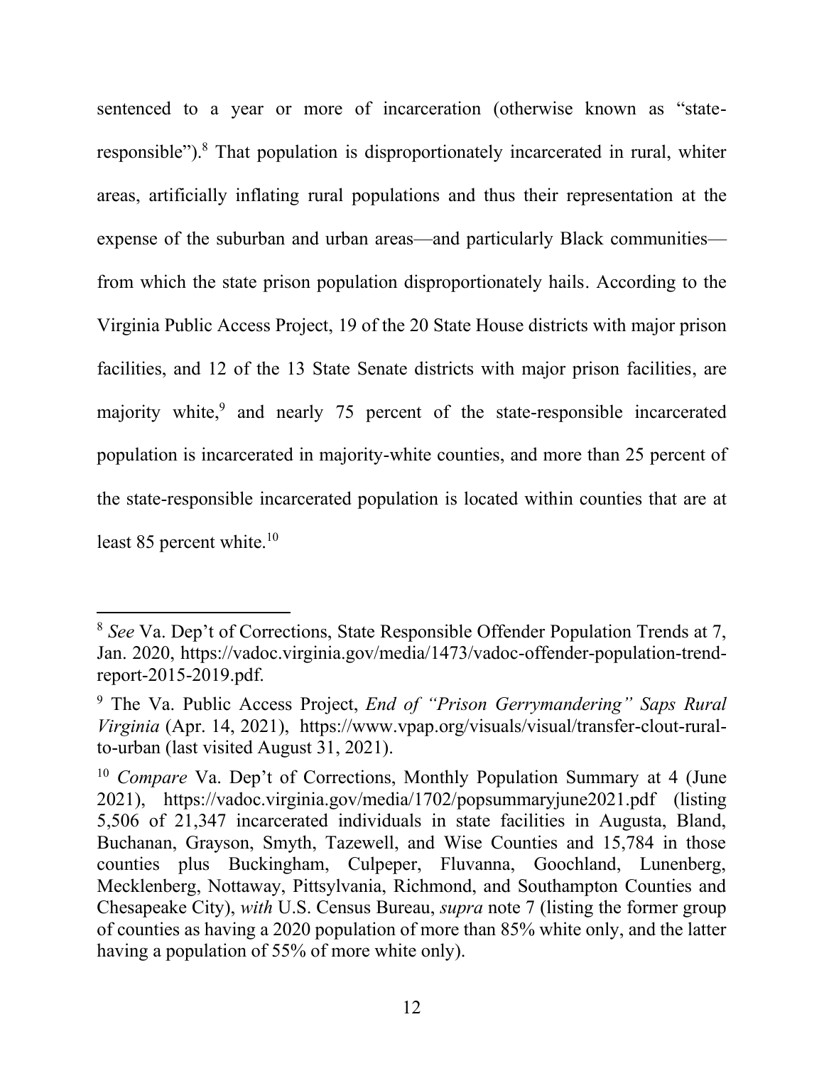sentenced to a year or more of incarceration (otherwise known as "state-responsible").[8] That population is disproportionately incarcerated in rural, whiter areas, artificially inflating rural populations and thus their representation at the expense of the suburban and urban areas—and particularly Black communities—from which the state prison population disproportionately hails. According to the Virginia Public Access Project, 19 of the 20 State House districts with major prison facilities, and 12 of the 13 State Senate districts with major prison facilities, are majority white,[9] and nearly 75 percent of the state-responsible incarcerated population is incarcerated in majority-white counties, and more than 25 percent of the state-responsible incarcerated population is located within counties that are at least 85 percent white.[10]

---

[8] *See* Va. Dep't of Corrections, State Responsible Offender Population Trends at 7, Jan. 2020, https://vadoc.virginia.gov/media/1473/vadoc-offender-population-trend-report-2015-2019.pdf.

[9] The Va. Public Access Project, *End of "Prison Gerrymandering" Saps Rural Virginia* (Apr. 14, 2021), https://www.vpap.org/visuals/visual/transfer-clout-rural-to-urban (last visited August 31, 2021).

[10] *Compare* Va. Dep't of Corrections, Monthly Population Summary at 4 (June 2021), https://vadoc.virginia.gov/media/1702/popsummaryjune2021.pdf (listing 5,506 of 21,347 incarcerated individuals in state facilities in Augusta, Bland, Buchanan, Grayson, Smyth, Tazewell, and Wise Counties and 15,784 in those counties plus Buckingham, Culpeper, Fluvanna, Goochland, Lunenberg, Mecklenberg, Nottaway, Pittsylvania, Richmond, and Southampton Counties and Chesapeake City), *with* U.S. Census Bureau, *supra* note 7 (listing the former group of counties as having a 2020 population of more than 85% white only, and the latter having a population of 55% of more white only).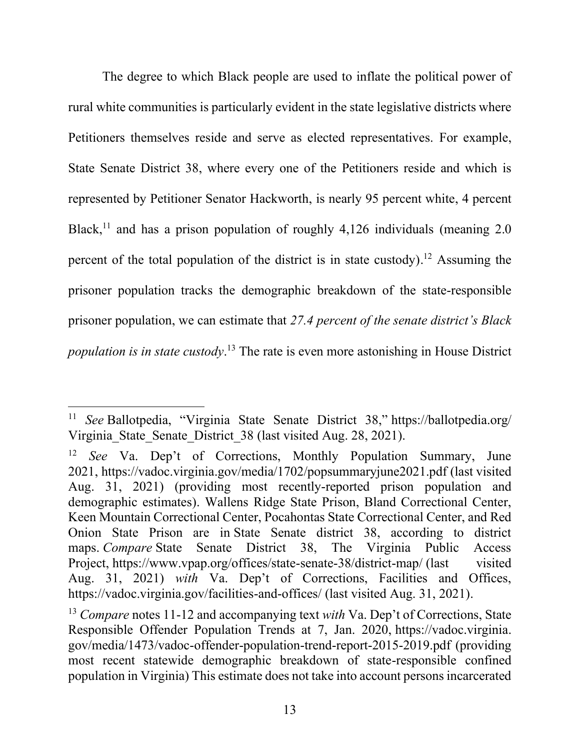The degree to which Black people are used to inflate the political power of rural white communities is particularly evident in the state legislative districts where Petitioners themselves reside and serve as elected representatives. For example, State Senate District 38, where every one of the Petitioners reside and which is represented by Petitioner Senator Hackworth, is nearly 95 percent white, 4 percent Black,[11] and has a prison population of roughly 4,126 individuals (meaning 2.0 percent of the total population of the district is in state custody).[12] Assuming the prisoner population tracks the demographic breakdown of the state-responsible prisoner population, we can estimate that *27.4 percent of the senate district's Black population is in state custody*.[13] The rate is even more astonishing in House District

---

[11] *See* Ballotpedia, "Virginia State Senate District 38," https://ballotpedia.org/Virginia_State_Senate_District_38 (last visited Aug. 28, 2021).

[12] *See* Va. Dep't of Corrections, Monthly Population Summary, June 2021, https://vadoc.virginia.gov/media/1702/popsummaryjune2021.pdf (last visited Aug. 31, 2021) (providing most recently-reported prison population and demographic estimates). Wallens Ridge State Prison, Bland Correctional Center, Keen Mountain Correctional Center, Pocahontas State Correctional Center, and Red Onion State Prison are in State Senate district 38, according to district maps. *Compare* State Senate District 38, The Virginia Public Access Project, https://www.vpap.org/offices/state-senate-38/district-map/ (last visited Aug. 31, 2021) *with* Va. Dep't of Corrections, Facilities and Offices, https://vadoc.virginia.gov/facilities-and-offices/ (last visited Aug. 31, 2021).

[13] *Compare* notes 11-12 and accompanying text *with* Va. Dep't of Corrections, State Responsible Offender Population Trends at 7, Jan. 2020, https://vadoc.virginia.gov/media/1473/vadoc-offender-population-trend-report-2015-2019.pdf (providing most recent statewide demographic breakdown of state-responsible confined population in Virginia) This estimate does not take into account persons incarcerated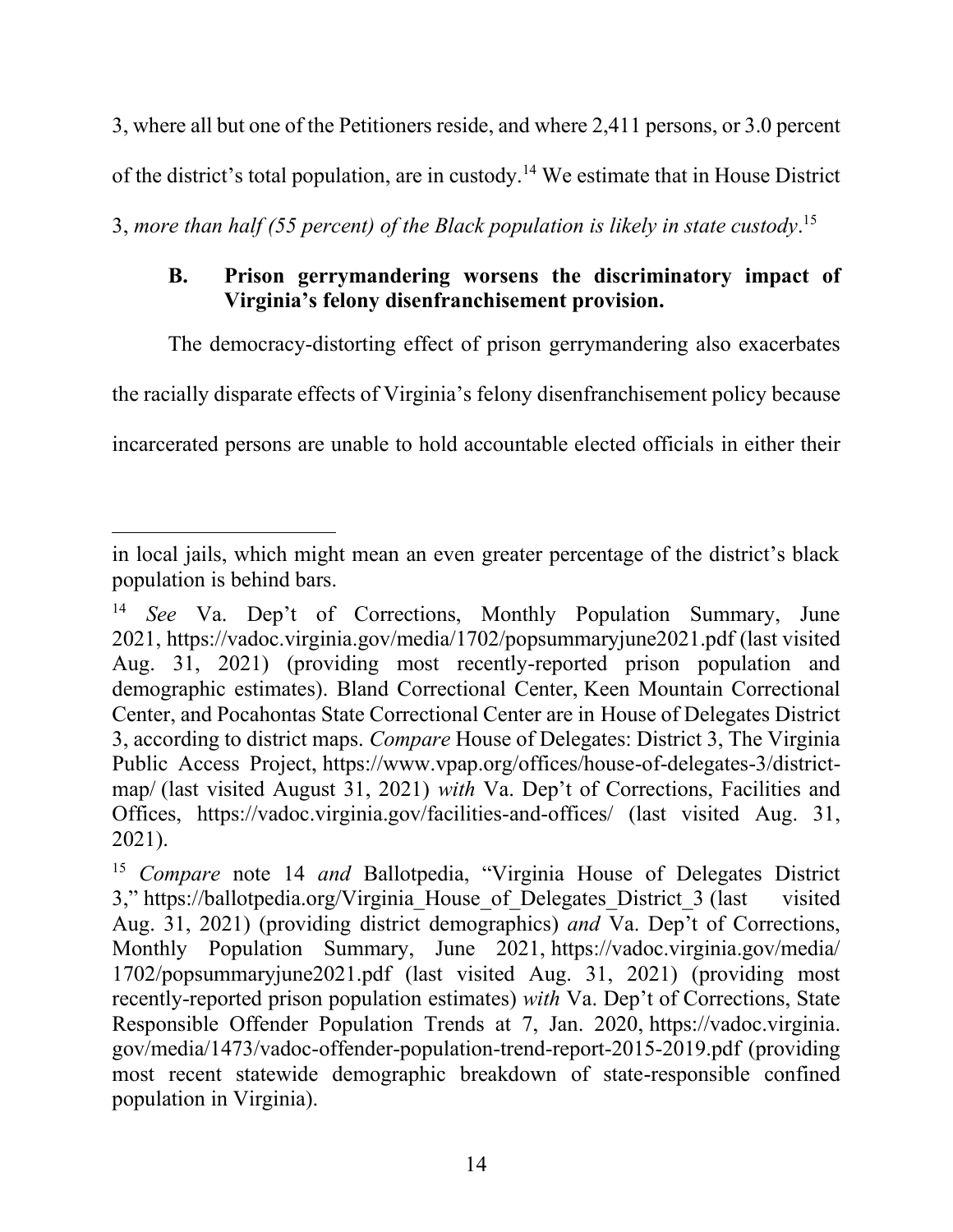3, where all but one of the Petitioners reside, and where 2,411 persons, or 3.0 percent of the district's total population, are in custody.[14] We estimate that in House District 3, *more than half (55 percent) of the Black population is likely in state custody*.[15]

### B. Prison gerrymandering worsens the discriminatory impact of Virginia's felony disenfranchisement provision.

The democracy-distorting effect of prison gerrymandering also exacerbates the racially disparate effects of Virginia's felony disenfranchisement policy because incarcerated persons are unable to hold accountable elected officials in either their

---

in local jails, which might mean an even greater percentage of the district's black population is behind bars.

[14] *See* Va. Dep't of Corrections, Monthly Population Summary, June 2021, https://vadoc.virginia.gov/media/1702/popsummaryjune2021.pdf (last visited Aug. 31, 2021) (providing most recently-reported prison population and demographic estimates). Bland Correctional Center, Keen Mountain Correctional Center, and Pocahontas State Correctional Center are in House of Delegates District 3, according to district maps. *Compare* House of Delegates: District 3, The Virginia Public Access Project, https://www.vpap.org/offices/house-of-delegates-3/district-map/ (last visited August 31, 2021) *with* Va. Dep't of Corrections, Facilities and Offices, https://vadoc.virginia.gov/facilities-and-offices/ (last visited Aug. 31, 2021).

[15] *Compare* note 14 *and* Ballotpedia, "Virginia House of Delegates District 3," https://ballotpedia.org/Virginia_House_of_Delegates_District_3 (last visited Aug. 31, 2021) (providing district demographics) *and* Va. Dep't of Corrections, Monthly Population Summary, June 2021, https://vadoc.virginia.gov/media/1702/popsummaryjune2021.pdf (last visited Aug. 31, 2021) (providing most recently-reported prison population estimates) *with* Va. Dep't of Corrections, State Responsible Offender Population Trends at 7, Jan. 2020, https://vadoc.virginia.gov/media/1473/vadoc-offender-population-trend-report-2015-2019.pdf (providing most recent statewide demographic breakdown of state-responsible confined population in Virginia).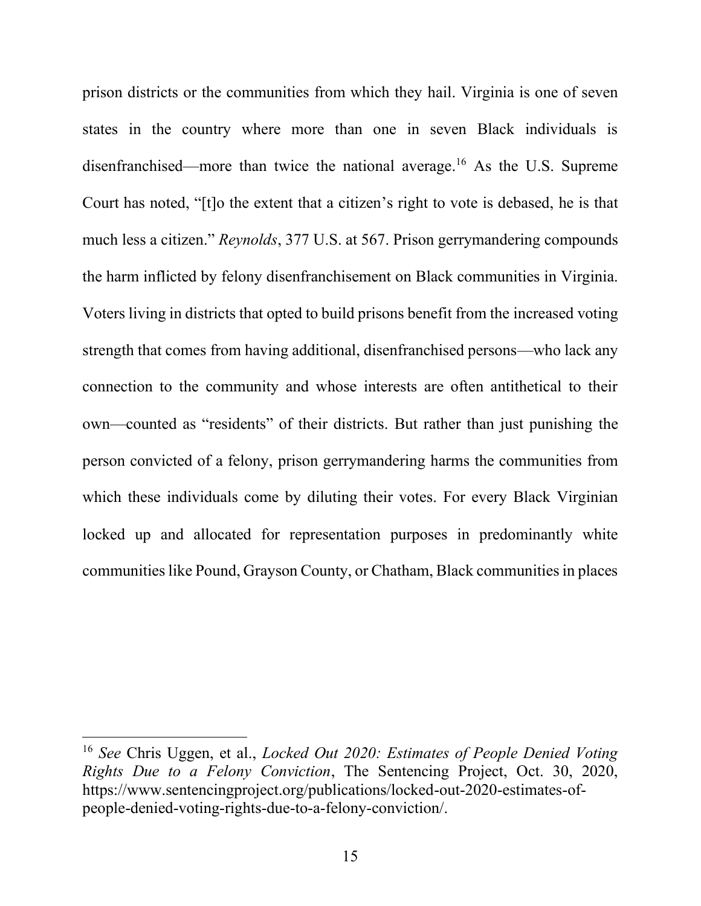prison districts or the communities from which they hail. Virginia is one of seven states in the country where more than one in seven Black individuals is disenfranchised—more than twice the national average.[16] As the U.S. Supreme Court has noted, "[t]o the extent that a citizen's right to vote is debased, he is that much less a citizen." *Reynolds*, 377 U.S. at 567. Prison gerrymandering compounds the harm inflicted by felony disenfranchisement on Black communities in Virginia. Voters living in districts that opted to build prisons benefit from the increased voting strength that comes from having additional, disenfranchised persons—who lack any connection to the community and whose interests are often antithetical to their own—counted as "residents" of their districts. But rather than just punishing the person convicted of a felony, prison gerrymandering harms the communities from which these individuals come by diluting their votes. For every Black Virginian locked up and allocated for representation purposes in predominantly white communities like Pound, Grayson County, or Chatham, Black communities in places

---

[16] *See* Chris Uggen, et al., *Locked Out 2020: Estimates of People Denied Voting Rights Due to a Felony Conviction*, The Sentencing Project, Oct. 30, 2020, https://www.sentencingproject.org/publications/locked-out-2020-estimates-of-people-denied-voting-rights-due-to-a-felony-conviction/.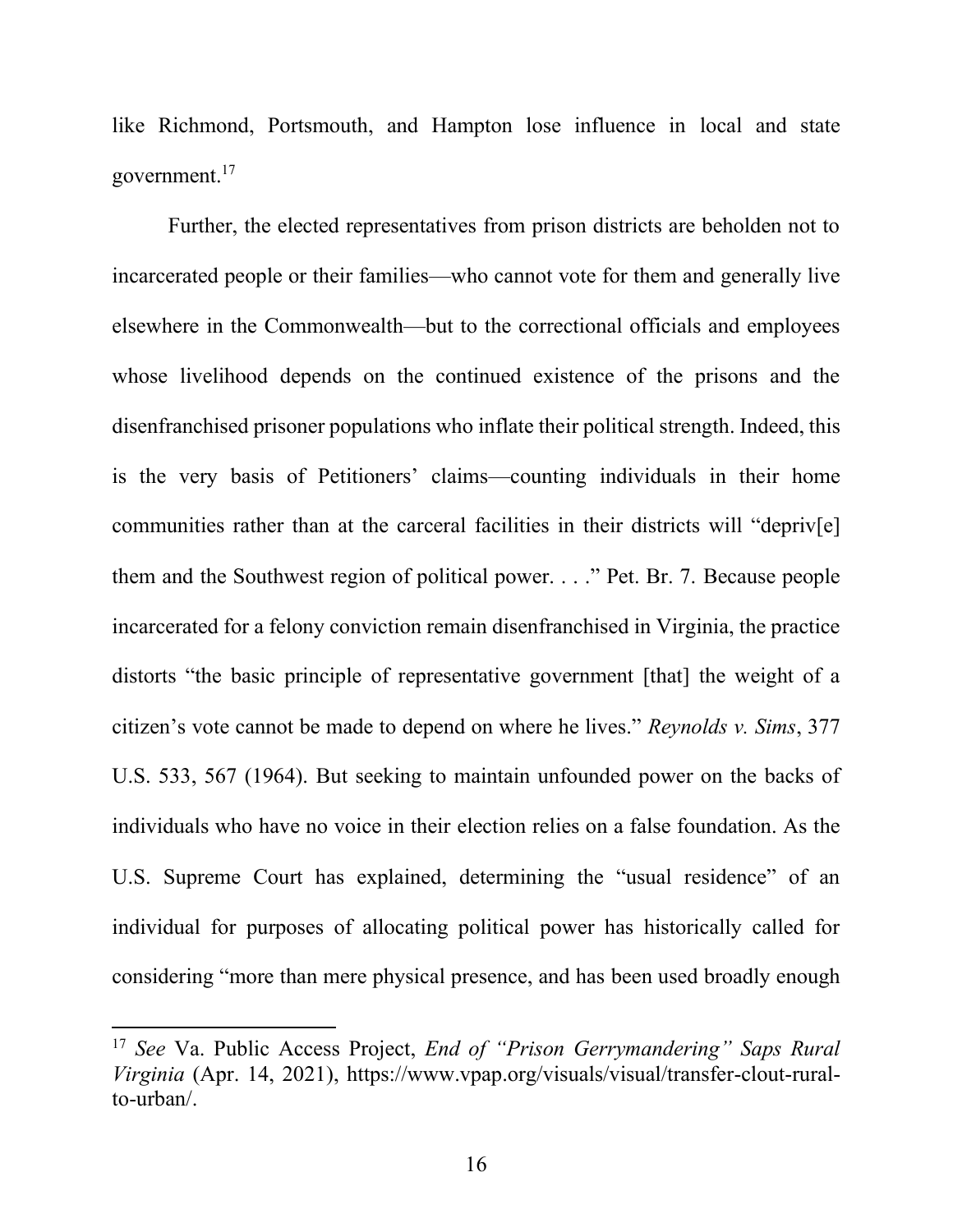like Richmond, Portsmouth, and Hampton lose influence in local and state government.[17]

Further, the elected representatives from prison districts are beholden not to incarcerated people or their families—who cannot vote for them and generally live elsewhere in the Commonwealth—but to the correctional officials and employees whose livelihood depends on the continued existence of the prisons and the disenfranchised prisoner populations who inflate their political strength. Indeed, this is the very basis of Petitioners' claims—counting individuals in their home communities rather than at the carceral facilities in their districts will "depriv[e] them and the Southwest region of political power. . . ." Pet. Br. 7. Because people incarcerated for a felony conviction remain disenfranchised in Virginia, the practice distorts "the basic principle of representative government [that] the weight of a citizen's vote cannot be made to depend on where he lives." *Reynolds v. Sims*, 377 U.S. 533, 567 (1964). But seeking to maintain unfounded power on the backs of individuals who have no voice in their election relies on a false foundation. As the U.S. Supreme Court has explained, determining the "usual residence" of an individual for purposes of allocating political power has historically called for considering "more than mere physical presence, and has been used broadly enough

[17] *See* Va. Public Access Project, *End of "Prison Gerrymandering" Saps Rural Virginia* (Apr. 14, 2021), https://www.vpap.org/visuals/visual/transfer-clout-rural-to-urban/.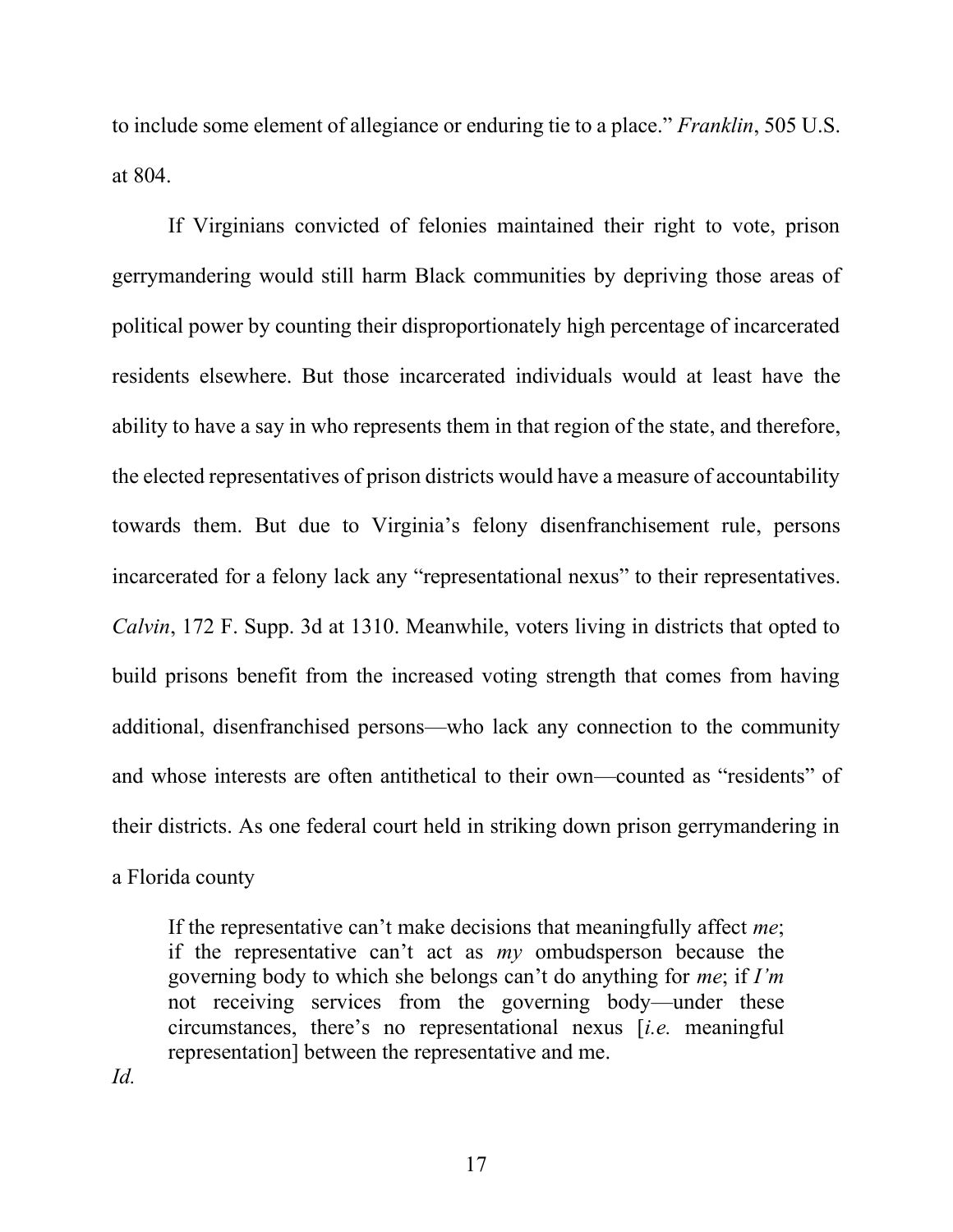to include some element of allegiance or enduring tie to a place." *Franklin*, 505 U.S. at 804.

If Virginians convicted of felonies maintained their right to vote, prison gerrymandering would still harm Black communities by depriving those areas of political power by counting their disproportionately high percentage of incarcerated residents elsewhere. But those incarcerated individuals would at least have the ability to have a say in who represents them in that region of the state, and therefore, the elected representatives of prison districts would have a measure of accountability towards them. But due to Virginia's felony disenfranchisement rule, persons incarcerated for a felony lack any "representational nexus" to their representatives. *Calvin*, 172 F. Supp. 3d at 1310. Meanwhile, voters living in districts that opted to build prisons benefit from the increased voting strength that comes from having additional, disenfranchised persons—who lack any connection to the community and whose interests are often antithetical to their own—counted as "residents" of their districts. As one federal court held in striking down prison gerrymandering in a Florida county

> If the representative can't make decisions that meaningfully affect *me*; if the representative can't act as *my* ombudsperson because the governing body to which she belongs can't do anything for *me*; if *I'm* not receiving services from the governing body—under these circumstances, there's no representational nexus [*i.e.* meaningful representation] between the representative and me.

*Id.*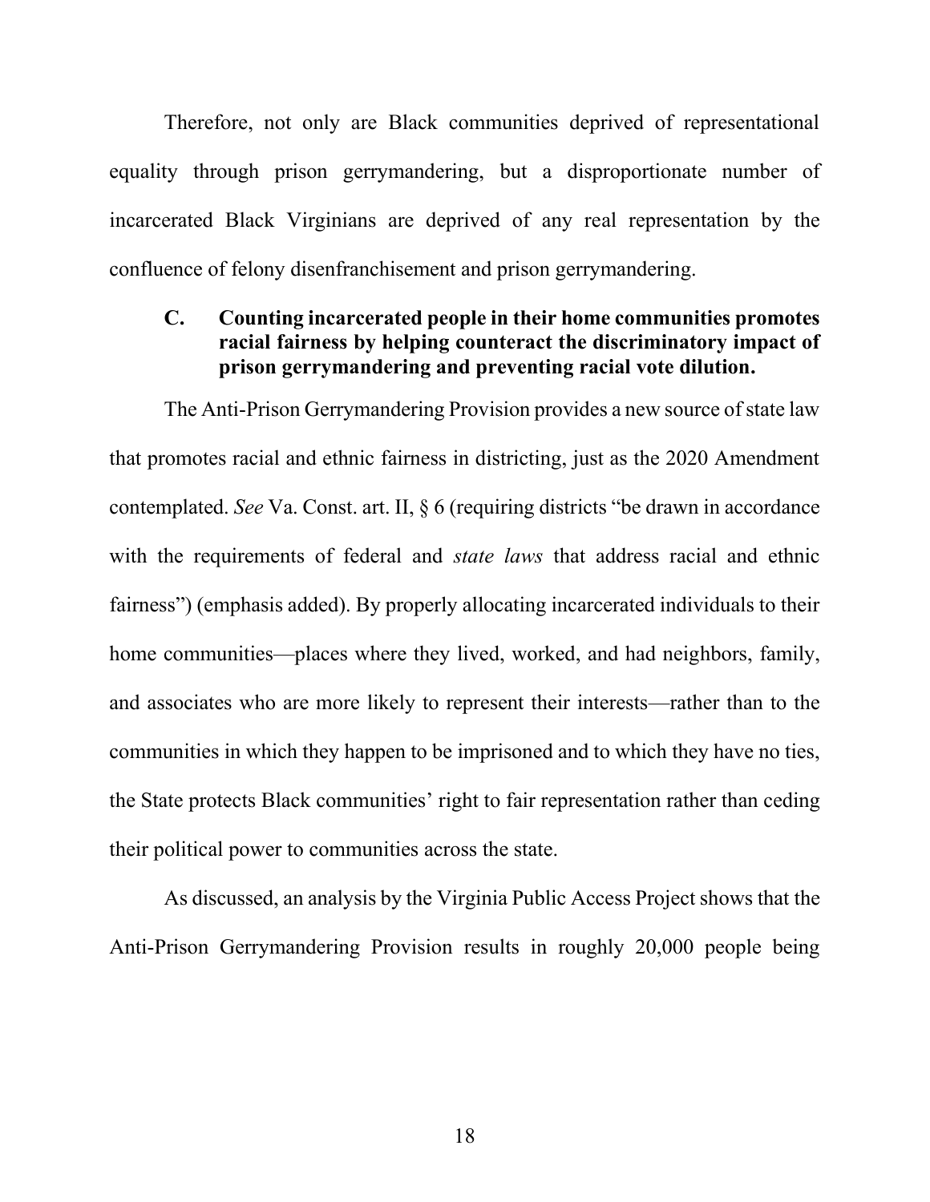Therefore, not only are Black communities deprived of representational equality through prison gerrymandering, but a disproportionate number of incarcerated Black Virginians are deprived of any real representation by the confluence of felony disenfranchisement and prison gerrymandering.

### C. Counting incarcerated people in their home communities promotes racial fairness by helping counteract the discriminatory impact of prison gerrymandering and preventing racial vote dilution.

The Anti-Prison Gerrymandering Provision provides a new source of state law that promotes racial and ethnic fairness in districting, just as the 2020 Amendment contemplated. *See* Va. Const. art. II, § 6 (requiring districts "be drawn in accordance with the requirements of federal and *state laws* that address racial and ethnic fairness") (emphasis added). By properly allocating incarcerated individuals to their home communities—places where they lived, worked, and had neighbors, family, and associates who are more likely to represent their interests—rather than to the communities in which they happen to be imprisoned and to which they have no ties, the State protects Black communities' right to fair representation rather than ceding their political power to communities across the state.

As discussed, an analysis by the Virginia Public Access Project shows that the Anti-Prison Gerrymandering Provision results in roughly 20,000 people being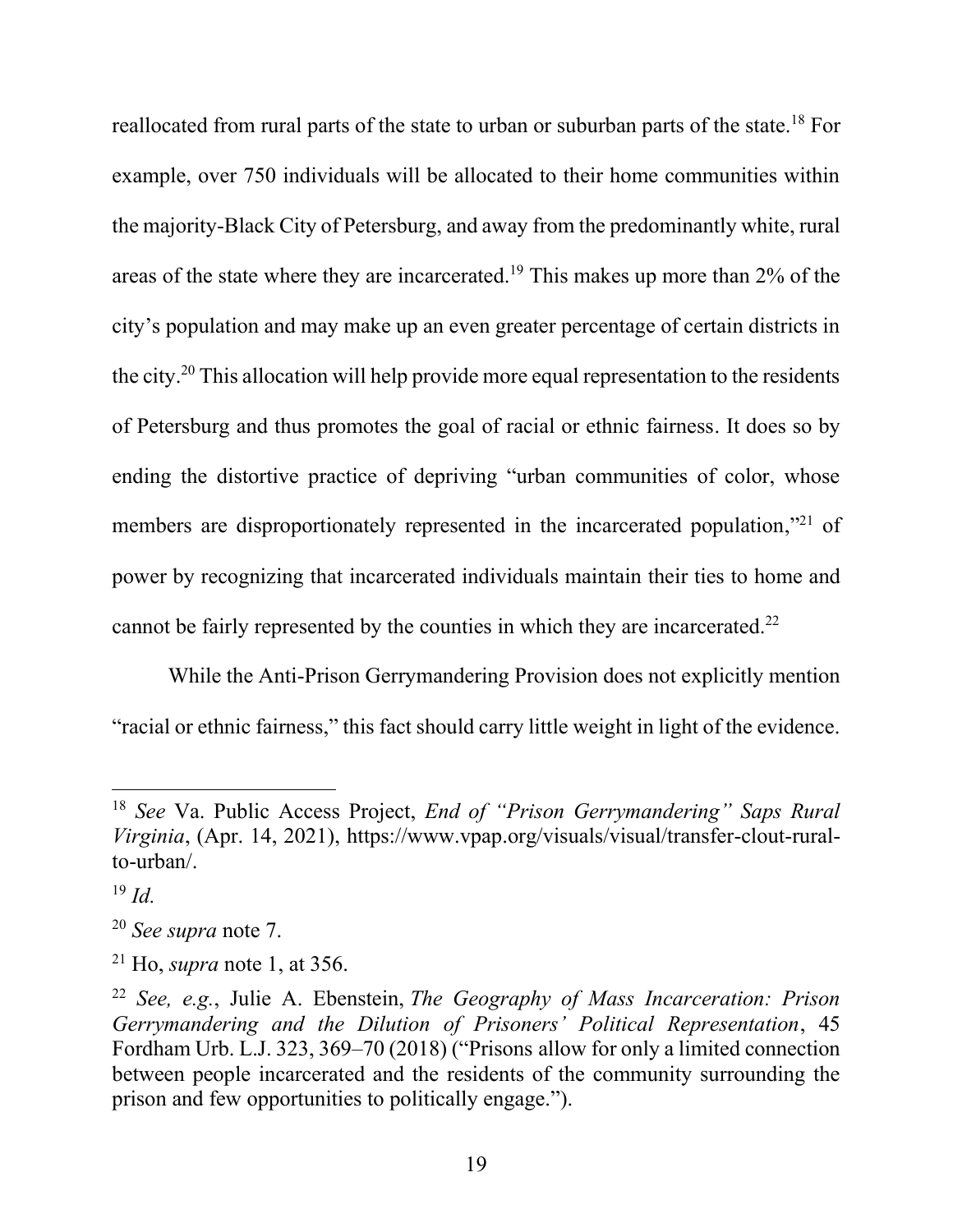reallocated from rural parts of the state to urban or suburban parts of the state.[18] For example, over 750 individuals will be allocated to their home communities within the majority-Black City of Petersburg, and away from the predominantly white, rural areas of the state where they are incarcerated.[19] This makes up more than 2% of the city's population and may make up an even greater percentage of certain districts in the city.[20] This allocation will help provide more equal representation to the residents of Petersburg and thus promotes the goal of racial or ethnic fairness. It does so by ending the distortive practice of depriving "urban communities of color, whose members are disproportionately represented in the incarcerated population,"[21] of power by recognizing that incarcerated individuals maintain their ties to home and cannot be fairly represented by the counties in which they are incarcerated.[22]

While the Anti-Prison Gerrymandering Provision does not explicitly mention "racial or ethnic fairness," this fact should carry little weight in light of the evidence.

---

[18] *See* Va. Public Access Project, *End of "Prison Gerrymandering" Saps Rural Virginia*, (Apr. 14, 2021), https://www.vpap.org/visuals/visual/transfer-clout-rural-to-urban/.

[19] *Id.*

[20] *See supra* note 7.

[21] Ho, *supra* note 1, at 356.

[22] *See, e.g.*, Julie A. Ebenstein, *The Geography of Mass Incarceration: Prison Gerrymandering and the Dilution of Prisoners' Political Representation*, 45 Fordham Urb. L.J. 323, 369–70 (2018) ("Prisons allow for only a limited connection between people incarcerated and the residents of the community surrounding the prison and few opportunities to politically engage.").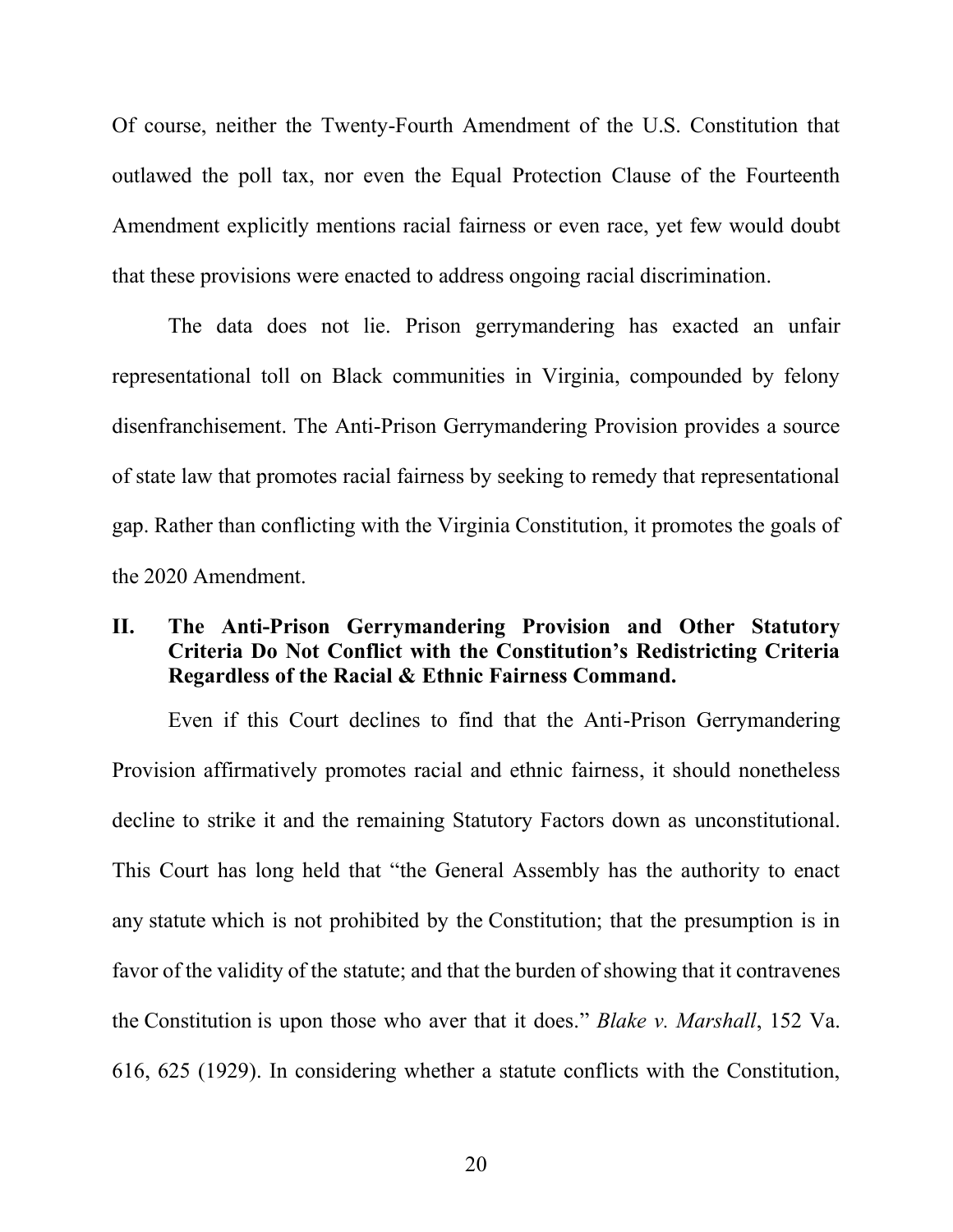Of course, neither the Twenty-Fourth Amendment of the U.S. Constitution that outlawed the poll tax, nor even the Equal Protection Clause of the Fourteenth Amendment explicitly mentions racial fairness or even race, yet few would doubt that these provisions were enacted to address ongoing racial discrimination.

The data does not lie. Prison gerrymandering has exacted an unfair representational toll on Black communities in Virginia, compounded by felony disenfranchisement. The Anti-Prison Gerrymandering Provision provides a source of state law that promotes racial fairness by seeking to remedy that representational gap. Rather than conflicting with the Virginia Constitution, it promotes the goals of the 2020 Amendment.

## II. The Anti-Prison Gerrymandering Provision and Other Statutory Criteria Do Not Conflict with the Constitution's Redistricting Criteria Regardless of the Racial & Ethnic Fairness Command.

Even if this Court declines to find that the Anti-Prison Gerrymandering Provision affirmatively promotes racial and ethnic fairness, it should nonetheless decline to strike it and the remaining Statutory Factors down as unconstitutional. This Court has long held that "the General Assembly has the authority to enact any statute which is not prohibited by the Constitution; that the presumption is in favor of the validity of the statute; and that the burden of showing that it contravenes the Constitution is upon those who aver that it does." *Blake v. Marshall*, 152 Va. 616, 625 (1929). In considering whether a statute conflicts with the Constitution,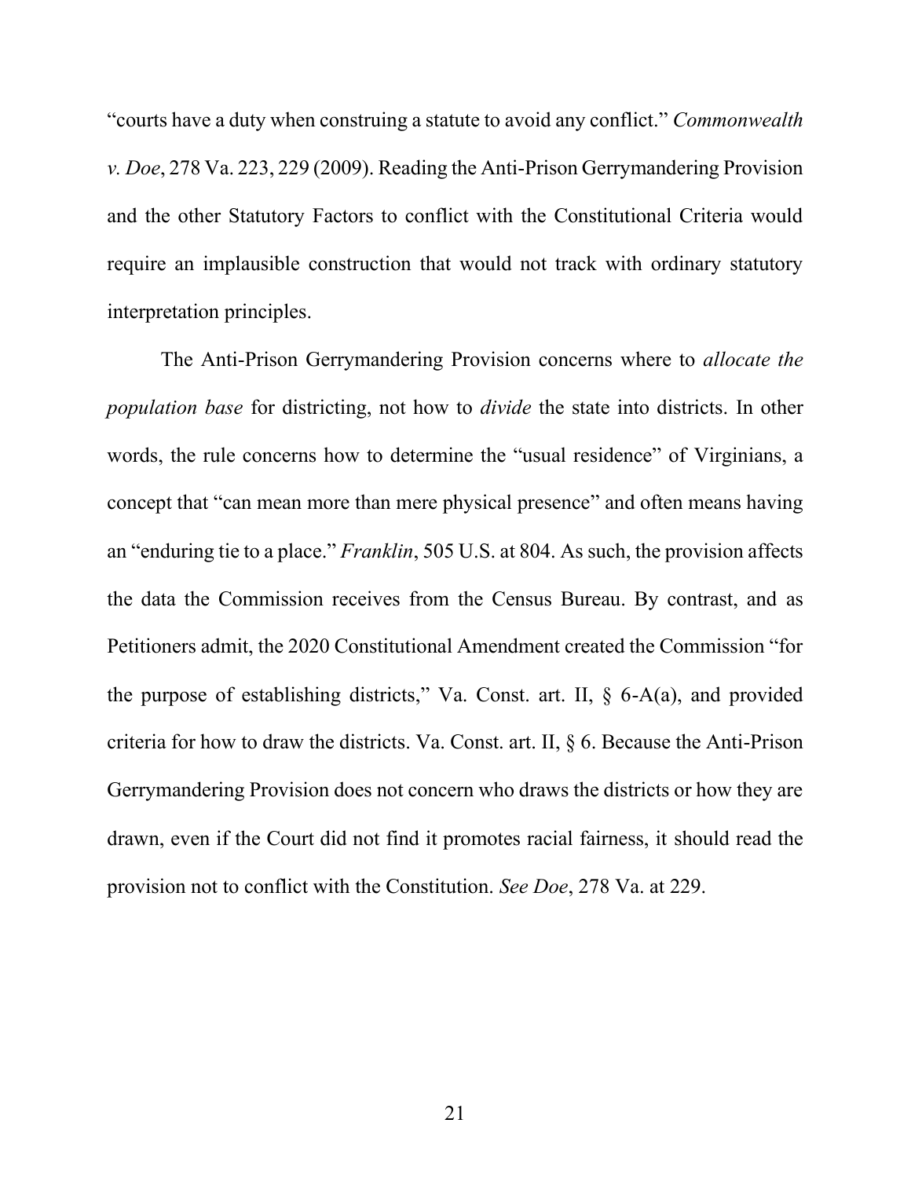"courts have a duty when construing a statute to avoid any conflict." *Commonwealth v. Doe*, 278 Va. 223, 229 (2009). Reading the Anti-Prison Gerrymandering Provision and the other Statutory Factors to conflict with the Constitutional Criteria would require an implausible construction that would not track with ordinary statutory interpretation principles.

The Anti-Prison Gerrymandering Provision concerns where to *allocate the population base* for districting, not how to *divide* the state into districts. In other words, the rule concerns how to determine the "usual residence" of Virginians, a concept that "can mean more than mere physical presence" and often means having an "enduring tie to a place." *Franklin*, 505 U.S. at 804. As such, the provision affects the data the Commission receives from the Census Bureau. By contrast, and as Petitioners admit, the 2020 Constitutional Amendment created the Commission "for the purpose of establishing districts," Va. Const. art. II, § 6-A(a), and provided criteria for how to draw the districts. Va. Const. art. II, § 6. Because the Anti-Prison Gerrymandering Provision does not concern who draws the districts or how they are drawn, even if the Court did not find it promotes racial fairness, it should read the provision not to conflict with the Constitution. *See Doe*, 278 Va. at 229.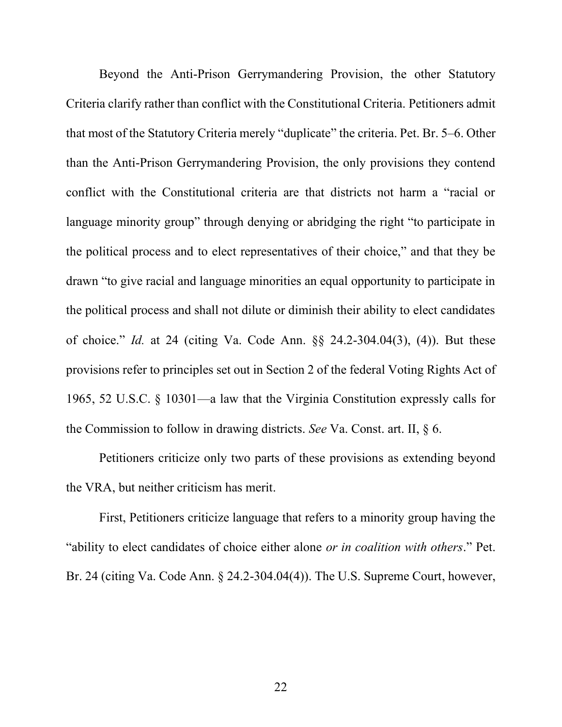Beyond the Anti-Prison Gerrymandering Provision, the other Statutory Criteria clarify rather than conflict with the Constitutional Criteria. Petitioners admit that most of the Statutory Criteria merely "duplicate" the criteria. Pet. Br. 5–6. Other than the Anti-Prison Gerrymandering Provision, the only provisions they contend conflict with the Constitutional criteria are that districts not harm a "racial or language minority group" through denying or abridging the right "to participate in the political process and to elect representatives of their choice," and that they be drawn "to give racial and language minorities an equal opportunity to participate in the political process and shall not dilute or diminish their ability to elect candidates of choice." *Id.* at 24 (citing Va. Code Ann. §§ 24.2-304.04(3), (4)). But these provisions refer to principles set out in Section 2 of the federal Voting Rights Act of 1965, 52 U.S.C. § 10301—a law that the Virginia Constitution expressly calls for the Commission to follow in drawing districts. *See* Va. Const. art. II, § 6.

Petitioners criticize only two parts of these provisions as extending beyond the VRA, but neither criticism has merit.

First, Petitioners criticize language that refers to a minority group having the "ability to elect candidates of choice either alone *or in coalition with others*." Pet. Br. 24 (citing Va. Code Ann. § 24.2-304.04(4)). The U.S. Supreme Court, however,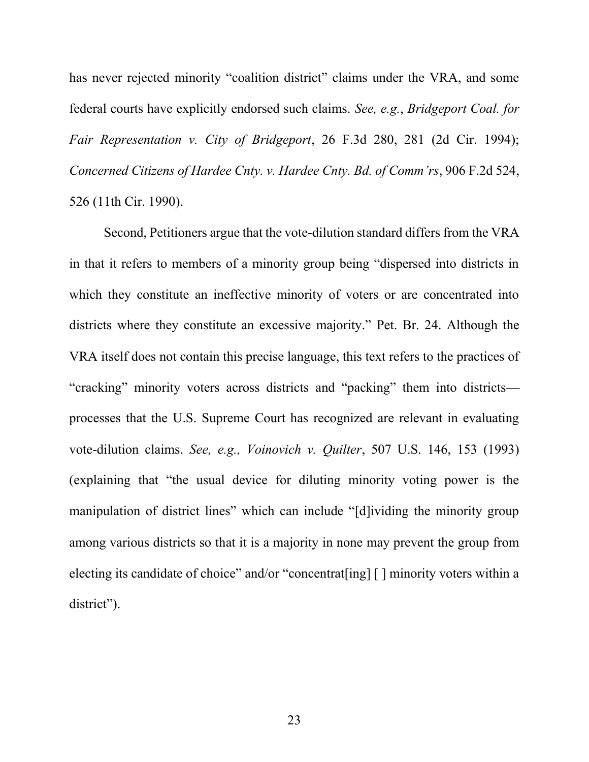has never rejected minority "coalition district" claims under the VRA, and some federal courts have explicitly endorsed such claims. *See, e.g.*, *Bridgeport Coal. for Fair Representation v. City of Bridgeport*, 26 F.3d 280, 281 (2d Cir. 1994); *Concerned Citizens of Hardee Cnty. v. Hardee Cnty. Bd. of Comm'rs*, 906 F.2d 524, 526 (11th Cir. 1990).

Second, Petitioners argue that the vote-dilution standard differs from the VRA in that it refers to members of a minority group being "dispersed into districts in which they constitute an ineffective minority of voters or are concentrated into districts where they constitute an excessive majority." Pet. Br. 24. Although the VRA itself does not contain this precise language, this text refers to the practices of "cracking" minority voters across districts and "packing" them into districts—processes that the U.S. Supreme Court has recognized are relevant in evaluating vote-dilution claims. *See, e.g., Voinovich v. Quilter*, 507 U.S. 146, 153 (1993) (explaining that "the usual device for diluting minority voting power is the manipulation of district lines" which can include "[d]ividing the minority group among various districts so that it is a majority in none may prevent the group from electing its candidate of choice" and/or "concentrat[ing] [ ] minority voters within a district").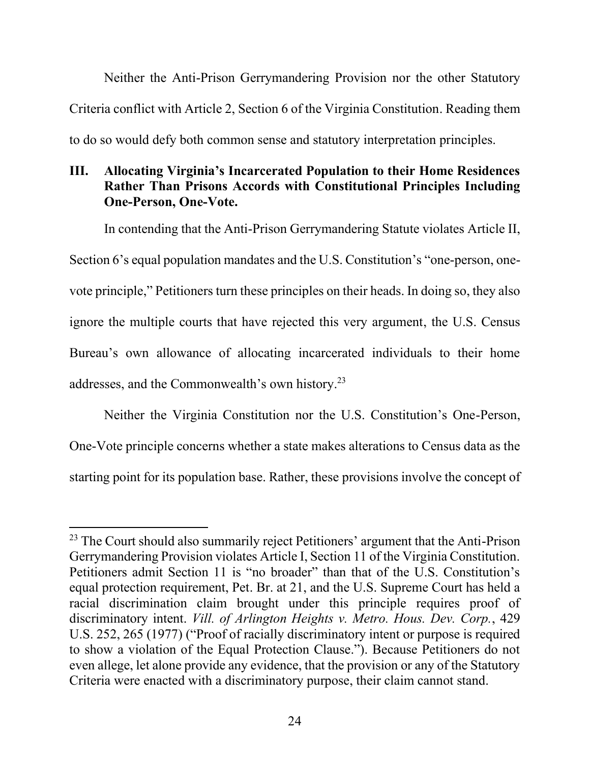Neither the Anti-Prison Gerrymandering Provision nor the other Statutory Criteria conflict with Article 2, Section 6 of the Virginia Constitution. Reading them to do so would defy both common sense and statutory interpretation principles.

## III. Allocating Virginia's Incarcerated Population to their Home Residences Rather Than Prisons Accords with Constitutional Principles Including One-Person, One-Vote.

In contending that the Anti-Prison Gerrymandering Statute violates Article II, Section 6's equal population mandates and the U.S. Constitution's "one-person, one-vote principle," Petitioners turn these principles on their heads. In doing so, they also ignore the multiple courts that have rejected this very argument, the U.S. Census Bureau's own allowance of allocating incarcerated individuals to their home addresses, and the Commonwealth's own history.[23]

Neither the Virginia Constitution nor the U.S. Constitution's One-Person, One-Vote principle concerns whether a state makes alterations to Census data as the starting point for its population base. Rather, these provisions involve the concept of

---

[23] The Court should also summarily reject Petitioners' argument that the Anti-Prison Gerrymandering Provision violates Article I, Section 11 of the Virginia Constitution. Petitioners admit Section 11 is "no broader" than that of the U.S. Constitution's equal protection requirement, Pet. Br. at 21, and the U.S. Supreme Court has held a racial discrimination claim brought under this principle requires proof of discriminatory intent. *Vill. of Arlington Heights v. Metro. Hous. Dev. Corp.*, 429 U.S. 252, 265 (1977) ("Proof of racially discriminatory intent or purpose is required to show a violation of the Equal Protection Clause."). Because Petitioners do not even allege, let alone provide any evidence, that the provision or any of the Statutory Criteria were enacted with a discriminatory purpose, their claim cannot stand.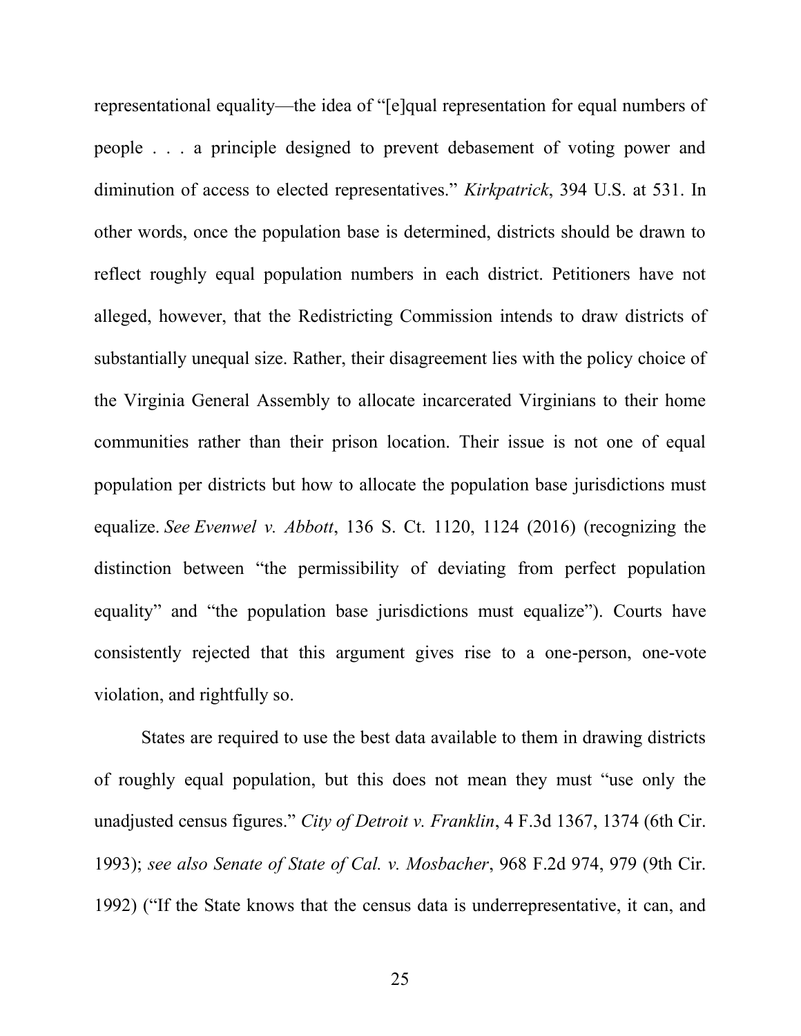representational equality—the idea of "[e]qual representation for equal numbers of people . . . a principle designed to prevent debasement of voting power and diminution of access to elected representatives." *Kirkpatrick*, 394 U.S. at 531. In other words, once the population base is determined, districts should be drawn to reflect roughly equal population numbers in each district. Petitioners have not alleged, however, that the Redistricting Commission intends to draw districts of substantially unequal size. Rather, their disagreement lies with the policy choice of the Virginia General Assembly to allocate incarcerated Virginians to their home communities rather than their prison location. Their issue is not one of equal population per districts but how to allocate the population base jurisdictions must equalize. *See Evenwel v. Abbott*, 136 S. Ct. 1120, 1124 (2016) (recognizing the distinction between "the permissibility of deviating from perfect population equality" and "the population base jurisdictions must equalize"). Courts have consistently rejected that this argument gives rise to a one-person, one-vote violation, and rightfully so.

States are required to use the best data available to them in drawing districts of roughly equal population, but this does not mean they must "use only the unadjusted census figures." *City of Detroit v. Franklin*, 4 F.3d 1367, 1374 (6th Cir. 1993); *see also Senate of State of Cal. v. Mosbacher*, 968 F.2d 974, 979 (9th Cir. 1992) ("If the State knows that the census data is underrepresentative, it can, and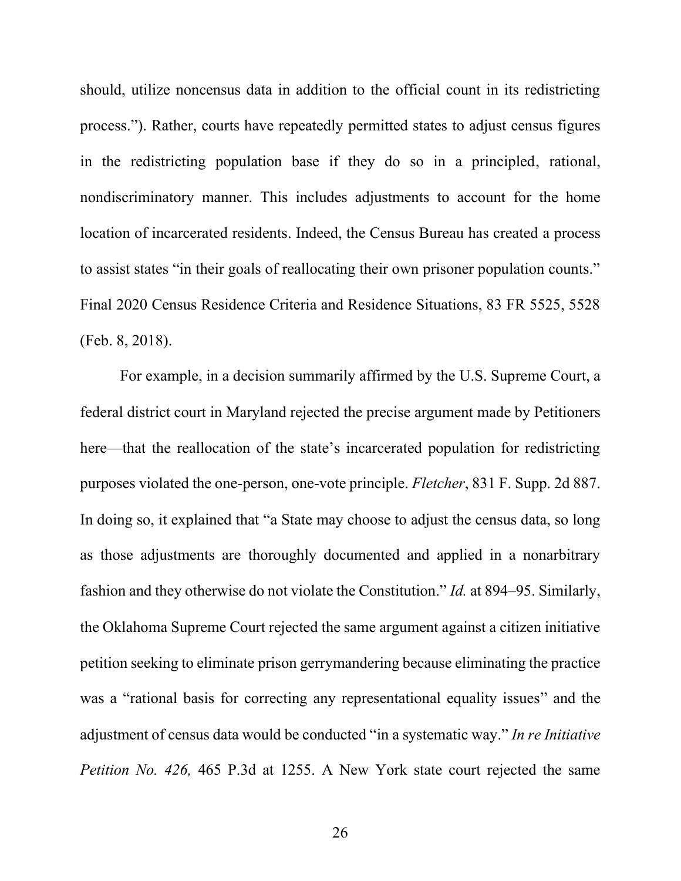should, utilize noncensus data in addition to the official count in its redistricting process."). Rather, courts have repeatedly permitted states to adjust census figures in the redistricting population base if they do so in a principled, rational, nondiscriminatory manner. This includes adjustments to account for the home location of incarcerated residents. Indeed, the Census Bureau has created a process to assist states "in their goals of reallocating their own prisoner population counts." Final 2020 Census Residence Criteria and Residence Situations, 83 FR 5525, 5528 (Feb. 8, 2018).

For example, in a decision summarily affirmed by the U.S. Supreme Court, a federal district court in Maryland rejected the precise argument made by Petitioners here—that the reallocation of the state's incarcerated population for redistricting purposes violated the one-person, one-vote principle. *Fletcher*, 831 F. Supp. 2d 887. In doing so, it explained that "a State may choose to adjust the census data, so long as those adjustments are thoroughly documented and applied in a nonarbitrary fashion and they otherwise do not violate the Constitution." *Id.* at 894–95. Similarly, the Oklahoma Supreme Court rejected the same argument against a citizen initiative petition seeking to eliminate prison gerrymandering because eliminating the practice was a "rational basis for correcting any representational equality issues" and the adjustment of census data would be conducted "in a systematic way." *In re Initiative Petition No. 426,* 465 P.3d at 1255. A New York state court rejected the same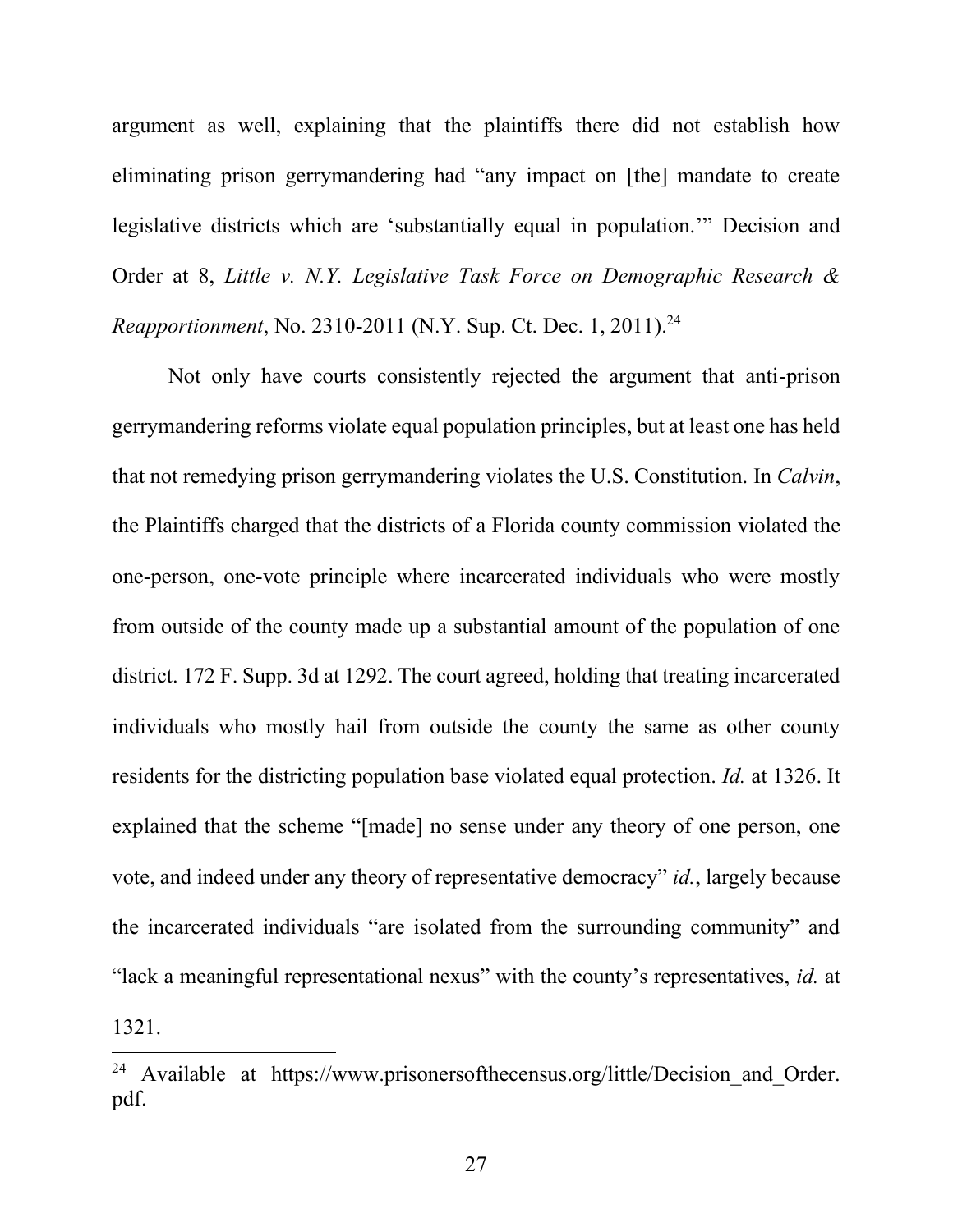argument as well, explaining that the plaintiffs there did not establish how eliminating prison gerrymandering had "any impact on [the] mandate to create legislative districts which are 'substantially equal in population.'" Decision and Order at 8, *Little v. N.Y. Legislative Task Force on Demographic Research & Reapportionment*, No. 2310-2011 (N.Y. Sup. Ct. Dec. 1, 2011).[24]

Not only have courts consistently rejected the argument that anti-prison gerrymandering reforms violate equal population principles, but at least one has held that not remedying prison gerrymandering violates the U.S. Constitution. In *Calvin*, the Plaintiffs charged that the districts of a Florida county commission violated the one-person, one-vote principle where incarcerated individuals who were mostly from outside of the county made up a substantial amount of the population of one district. 172 F. Supp. 3d at 1292. The court agreed, holding that treating incarcerated individuals who mostly hail from outside the county the same as other county residents for the districting population base violated equal protection. *Id.* at 1326. It explained that the scheme "[made] no sense under any theory of one person, one vote, and indeed under any theory of representative democracy" *id.*, largely because the incarcerated individuals "are isolated from the surrounding community" and "lack a meaningful representational nexus" with the county's representatives, *id.* at 1321.

[24] Available at https://www.prisonersofthecensus.org/little/Decision_and_Order.pdf.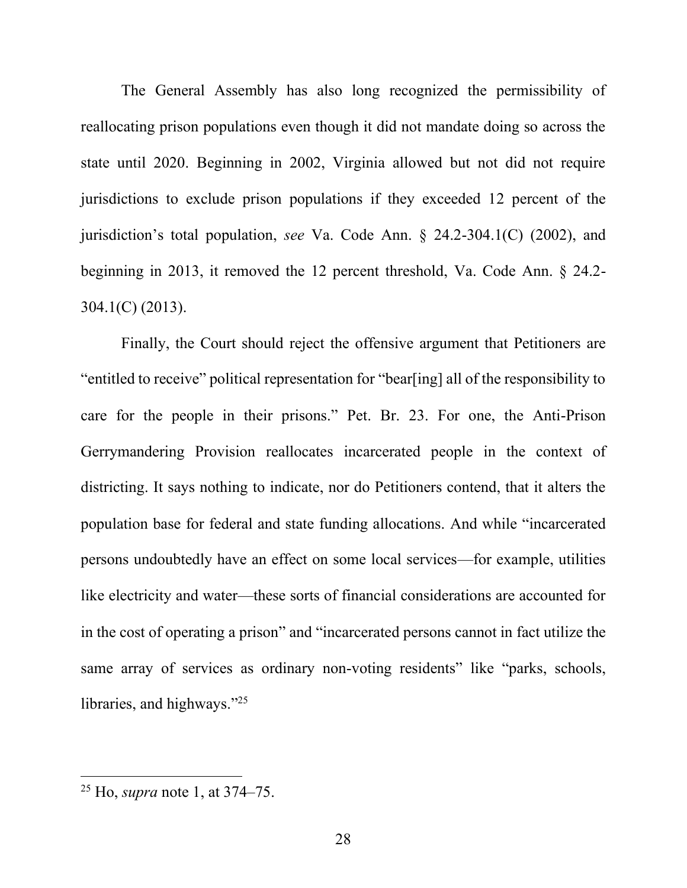The General Assembly has also long recognized the permissibility of reallocating prison populations even though it did not mandate doing so across the state until 2020. Beginning in 2002, Virginia allowed but not did not require jurisdictions to exclude prison populations if they exceeded 12 percent of the jurisdiction's total population, *see* Va. Code Ann. § 24.2-304.1(C) (2002), and beginning in 2013, it removed the 12 percent threshold, Va. Code Ann. § 24.2-304.1(C) (2013).

Finally, the Court should reject the offensive argument that Petitioners are "entitled to receive" political representation for "bear[ing] all of the responsibility to care for the people in their prisons." Pet. Br. 23. For one, the Anti-Prison Gerrymandering Provision reallocates incarcerated people in the context of districting. It says nothing to indicate, nor do Petitioners contend, that it alters the population base for federal and state funding allocations. And while "incarcerated persons undoubtedly have an effect on some local services—for example, utilities like electricity and water—these sorts of financial considerations are accounted for in the cost of operating a prison" and "incarcerated persons cannot in fact utilize the same array of services as ordinary non-voting residents" like "parks, schools, libraries, and highways."[25]

---

[25] Ho, *supra* note 1, at 374–75.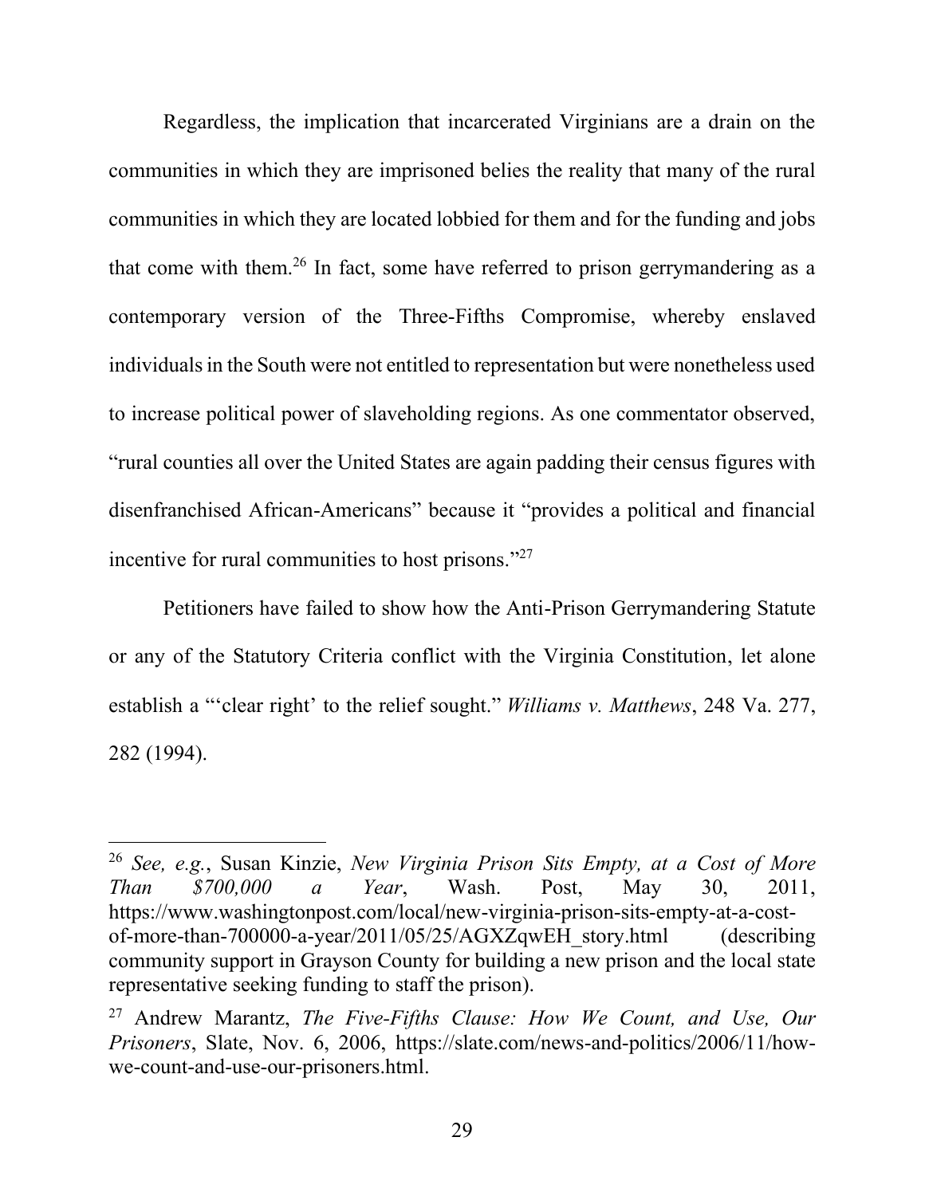Regardless, the implication that incarcerated Virginians are a drain on the communities in which they are imprisoned belies the reality that many of the rural communities in which they are located lobbied for them and for the funding and jobs that come with them.[26] In fact, some have referred to prison gerrymandering as a contemporary version of the Three-Fifths Compromise, whereby enslaved individuals in the South were not entitled to representation but were nonetheless used to increase political power of slaveholding regions. As one commentator observed, "rural counties all over the United States are again padding their census figures with disenfranchised African-Americans" because it "provides a political and financial incentive for rural communities to host prisons."[27]

Petitioners have failed to show how the Anti-Prison Gerrymandering Statute or any of the Statutory Criteria conflict with the Virginia Constitution, let alone establish a "'clear right' to the relief sought." *Williams v. Matthews*, 248 Va. 277, 282 (1994).

---

[26] *See, e.g.*, Susan Kinzie, *New Virginia Prison Sits Empty, at a Cost of More Than $700,000 a Year*, Wash. Post, May 30, 2011, https://www.washingtonpost.com/local/new-virginia-prison-sits-empty-at-a-cost-of-more-than-700000-a-year/2011/05/25/AGXZqwEH_story.html (describing community support in Grayson County for building a new prison and the local state representative seeking funding to staff the prison).

[27] Andrew Marantz, *The Five-Fifths Clause: How We Count, and Use, Our Prisoners*, Slate, Nov. 6, 2006, https://slate.com/news-and-politics/2006/11/how-we-count-and-use-our-prisoners.html.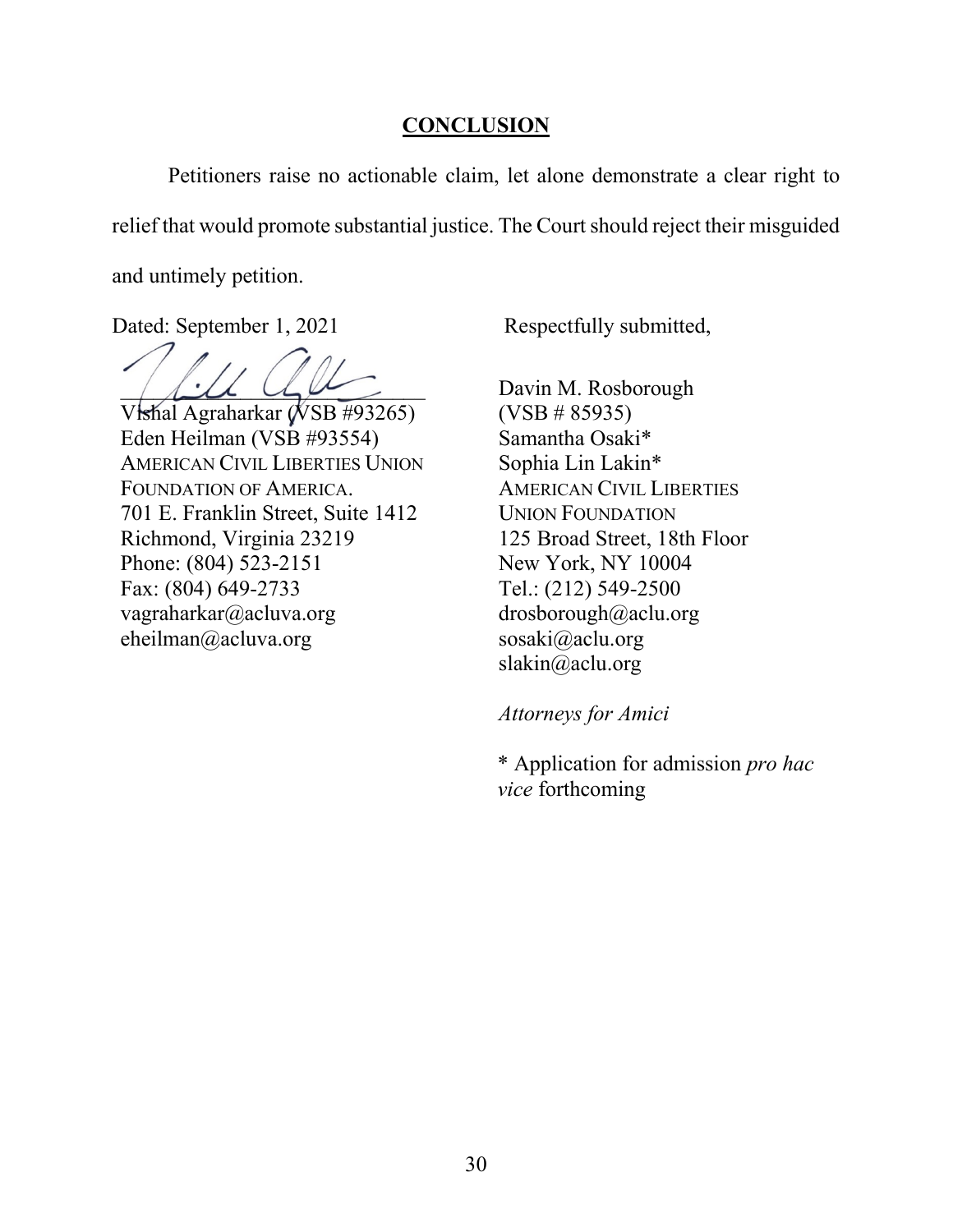## CONCLUSION

Petitioners raise no actionable claim, let alone demonstrate a clear right to relief that would promote substantial justice. The Court should reject their misguided and untimely petition.

Dated: September 1, 2021

Respectfully submitted,

Vishal Agraharkar (VSB #93265)
Eden Heilman (VSB #93554)
AMERICAN CIVIL LIBERTIES UNION FOUNDATION OF AMERICA.
701 E. Franklin Street, Suite 1412
Richmond, Virginia 23219
Phone: (804) 523-2151
Fax: (804) 649-2733
vagraharkar@acluva.org
eheilman@acluva.org

Davin M. Rosborough
(VSB # 85935)
Samantha Osaki*
Sophia Lin Lakin*
AMERICAN CIVIL LIBERTIES UNION FOUNDATION
125 Broad Street, 18th Floor
New York, NY 10004
Tel.: (212) 549-2500
drosborough@aclu.org
sosaki@aclu.org
slakin@aclu.org

*Attorneys for Amici*

\* Application for admission *pro hac vice* forthcoming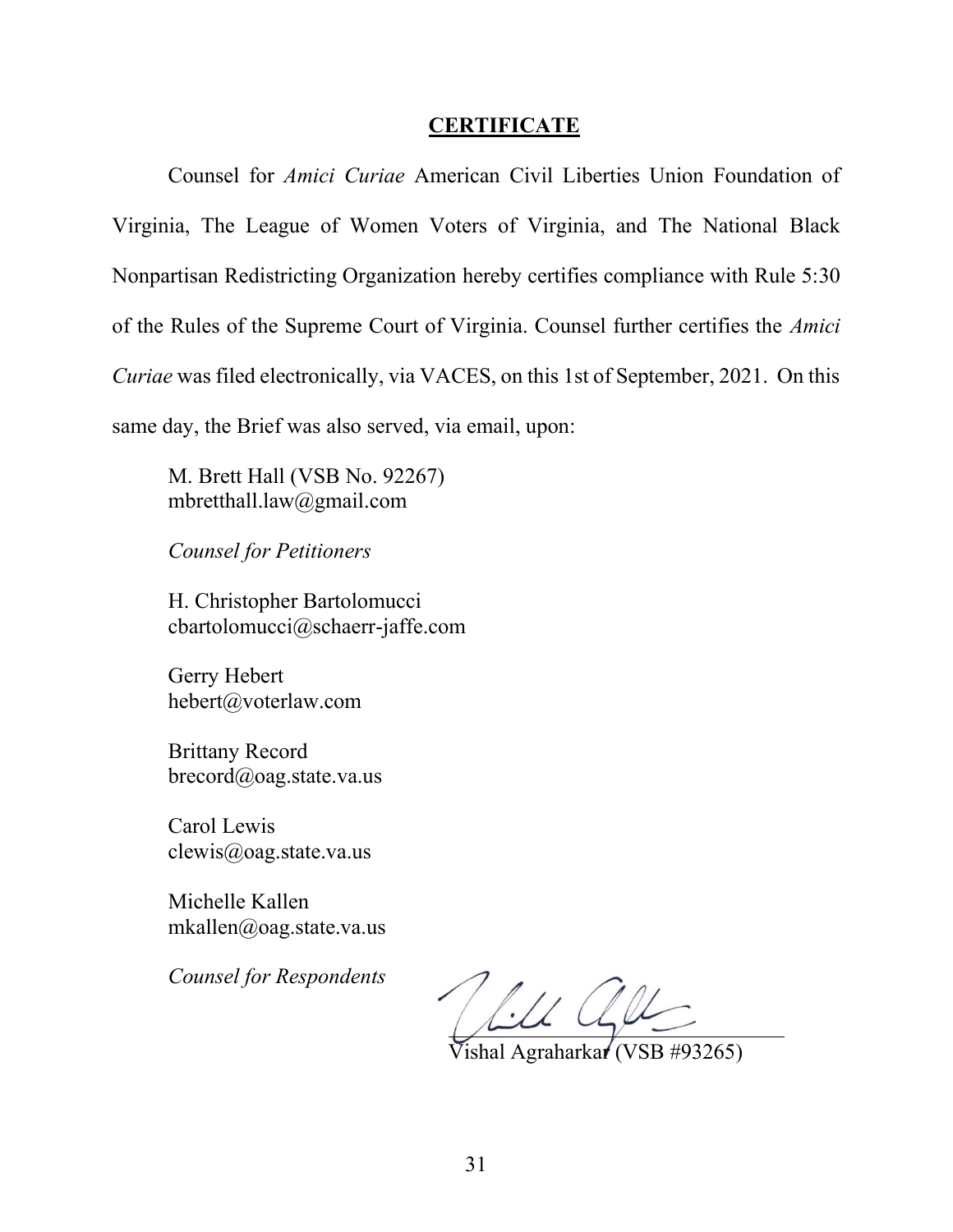## CERTIFICATE

Counsel for *Amici Curiae* American Civil Liberties Union Foundation of Virginia, The League of Women Voters of Virginia, and The National Black Nonpartisan Redistricting Organization hereby certifies compliance with Rule 5:30 of the Rules of the Supreme Court of Virginia. Counsel further certifies the *Amici Curiae* was filed electronically, via VACES, on this 1st of September, 2021. On this same day, the Brief was also served, via email, upon:

M. Brett Hall (VSB No. 92267)
mbretthall.law@gmail.com

*Counsel for Petitioners*

H. Christopher Bartolomucci
cbartolomucci@schaerr-jaffe.com

Gerry Hebert
hebert@voterlaw.com

Brittany Record
brecord@oag.state.va.us

Carol Lewis
clewis@oag.state.va.us

Michelle Kallen
mkallen@oag.state.va.us

*Counsel for Respondents*

Vishal Agraharkar (VSB #93265)